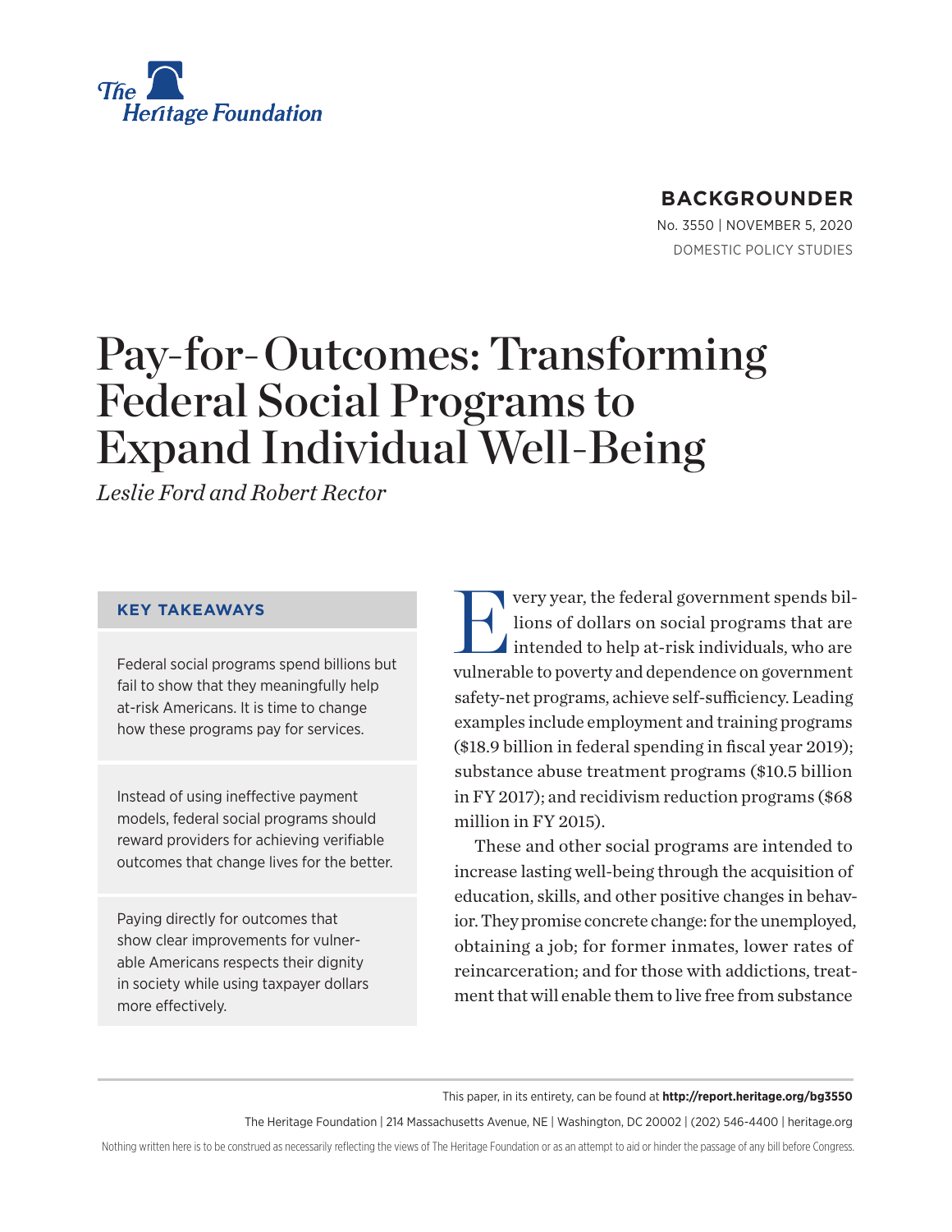The Heritage Foundation

**BACKGROUNDER**

No. 3550 | NOVEMBER 5, 2020

DOMESTIC POLICY STUDIES

# Pay-for-Outcomes: Transforming Federal Social Programs to Expand Individual Well-Being

*Leslie Ford and Robert Rector*

### KEY TAKEAWAYS

Federal social programs spend billions but fail to show that they meaningfully help at-risk Americans. It is time to change how these programs pay for services.

Instead of using ineffective payment models, federal social programs should reward providers for achieving verifiable outcomes that change lives for the better.

Paying directly for outcomes that show clear improvements for vulnerable Americans respects their dignity in society while using taxpayer dollars more effectively.

Every year, the federal government spends billions of dollars on social programs that are intended to help at-risk individuals, who are vulnerable to poverty and dependence on government safety-net programs, achieve self-sufficiency. Leading examples include employment and training programs ($18.9 billion in federal spending in fiscal year 2019); substance abuse treatment programs ($10.5 billion in FY 2017); and recidivism reduction programs ($68 million in FY 2015).

These and other social programs are intended to increase lasting well-being through the acquisition of education, skills, and other positive changes in behavior. They promise concrete change: for the unemployed, obtaining a job; for former inmates, lower rates of reincarceration; and for those with addictions, treatment that will enable them to live free from substance

This paper, in its entirety, can be found at **http://report.heritage.org/bg3550**

The Heritage Foundation | 214 Massachusetts Avenue, NE | Washington, DC 20002 | (202) 546-4400 | heritage.org

Nothing written here is to be construed as necessarily reflecting the views of The Heritage Foundation or as an attempt to aid or hinder the passage of any bill before Congress.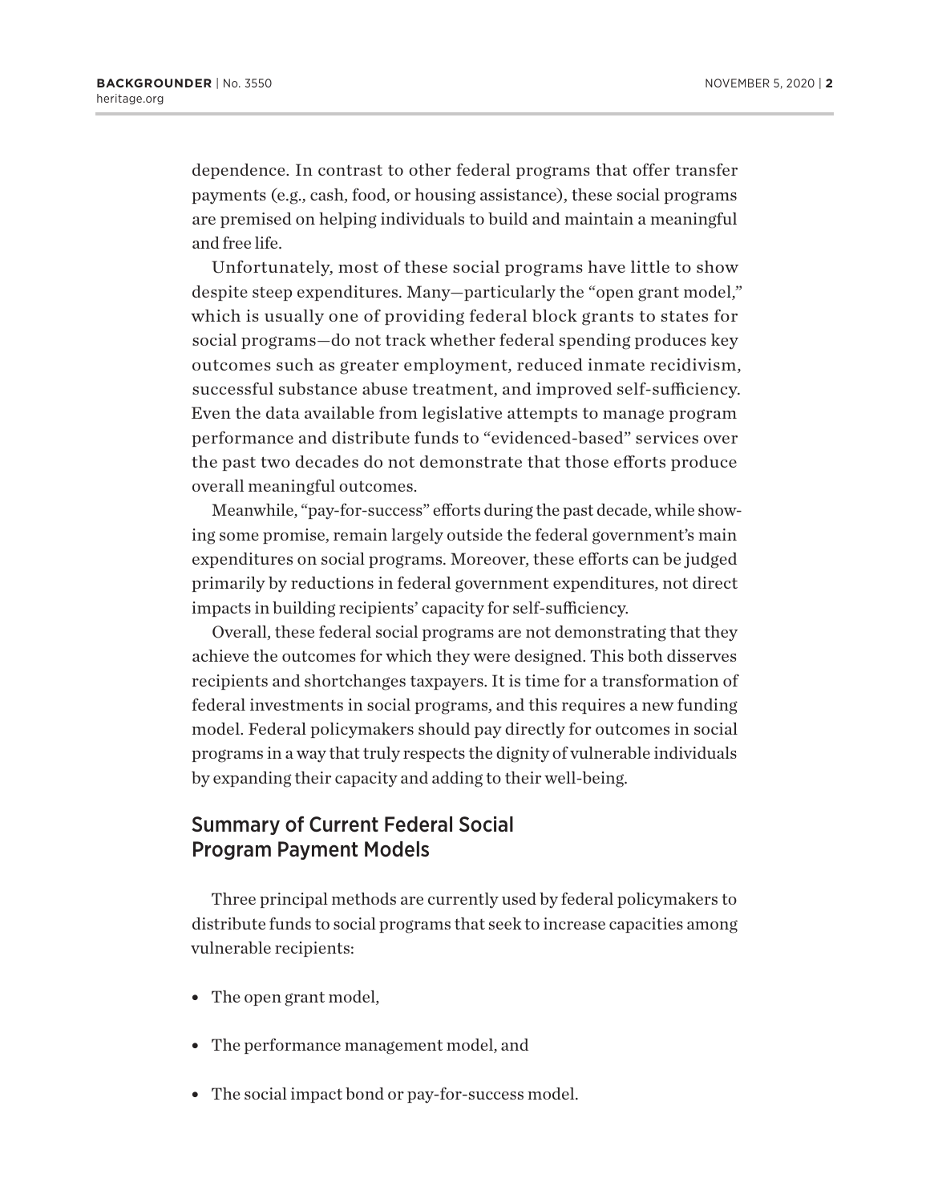dependence. In contrast to other federal programs that offer transfer payments (e.g., cash, food, or housing assistance), these social programs are premised on helping individuals to build and maintain a meaningful and free life.

Unfortunately, most of these social programs have little to show despite steep expenditures. Many—particularly the "open grant model," which is usually one of providing federal block grants to states for social programs—do not track whether federal spending produces key outcomes such as greater employment, reduced inmate recidivism, successful substance abuse treatment, and improved self-sufficiency. Even the data available from legislative attempts to manage program performance and distribute funds to "evidenced-based" services over the past two decades do not demonstrate that those efforts produce overall meaningful outcomes.

Meanwhile, "pay-for-success" efforts during the past decade, while showing some promise, remain largely outside the federal government's main expenditures on social programs. Moreover, these efforts can be judged primarily by reductions in federal government expenditures, not direct impacts in building recipients' capacity for self-sufficiency.

Overall, these federal social programs are not demonstrating that they achieve the outcomes for which they were designed. This both disserves recipients and shortchanges taxpayers. It is time for a transformation of federal investments in social programs, and this requires a new funding model. Federal policymakers should pay directly for outcomes in social programs in a way that truly respects the dignity of vulnerable individuals by expanding their capacity and adding to their well-being.

## Summary of Current Federal Social Program Payment Models

Three principal methods are currently used by federal policymakers to distribute funds to social programs that seek to increase capacities among vulnerable recipients:

- The open grant model,
- The performance management model, and
- The social impact bond or pay-for-success model.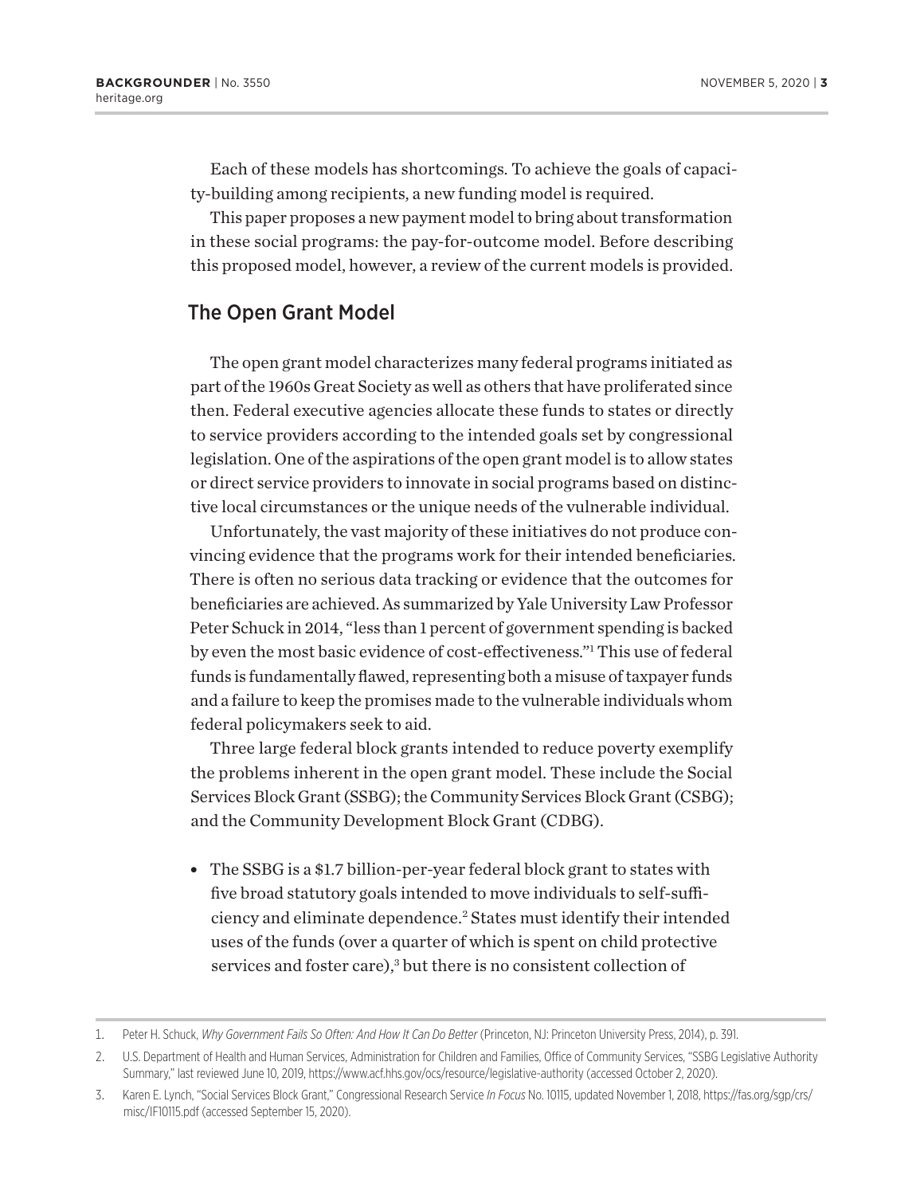Each of these models has shortcomings. To achieve the goals of capacity-building among recipients, a new funding model is required.

This paper proposes a new payment model to bring about transformation in these social programs: the pay-for-outcome model. Before describing this proposed model, however, a review of the current models is provided.

## The Open Grant Model

The open grant model characterizes many federal programs initiated as part of the 1960s Great Society as well as others that have proliferated since then. Federal executive agencies allocate these funds to states or directly to service providers according to the intended goals set by congressional legislation. One of the aspirations of the open grant model is to allow states or direct service providers to innovate in social programs based on distinctive local circumstances or the unique needs of the vulnerable individual.

Unfortunately, the vast majority of these initiatives do not produce convincing evidence that the programs work for their intended beneficiaries. There is often no serious data tracking or evidence that the outcomes for beneficiaries are achieved. As summarized by Yale University Law Professor Peter Schuck in 2014, "less than 1 percent of government spending is backed by even the most basic evidence of cost-effectiveness."[1] This use of federal funds is fundamentally flawed, representing both a misuse of taxpayer funds and a failure to keep the promises made to the vulnerable individuals whom federal policymakers seek to aid.

Three large federal block grants intended to reduce poverty exemplify the problems inherent in the open grant model. These include the Social Services Block Grant (SSBG); the Community Services Block Grant (CSBG); and the Community Development Block Grant (CDBG).

- The SSBG is a $1.7 billion-per-year federal block grant to states with five broad statutory goals intended to move individuals to self-sufficiency and eliminate dependence.[2] States must identify their intended uses of the funds (over a quarter of which is spent on child protective services and foster care),[3] but there is no consistent collection of

---

1. Peter H. Schuck, *Why Government Fails So Often: And How It Can Do Better* (Princeton, NJ: Princeton University Press, 2014), p. 391.
2. U.S. Department of Health and Human Services, Administration for Children and Families, Office of Community Services, "SSBG Legislative Authority Summary," last reviewed June 10, 2019, https://www.acf.hhs.gov/ocs/resource/legislative-authority (accessed October 2, 2020).
3. Karen E. Lynch, "Social Services Block Grant," Congressional Research Service *In Focus* No. 10115, updated November 1, 2018, https://fas.org/sgp/crs/misc/IF10115.pdf (accessed September 15, 2020).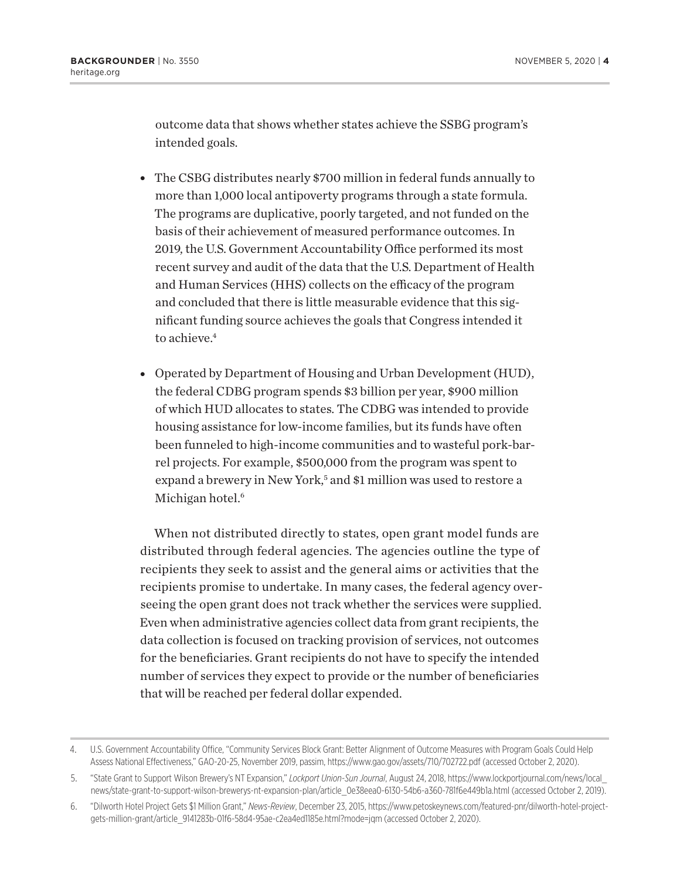outcome data that shows whether states achieve the SSBG program's intended goals.

- The CSBG distributes nearly $700 million in federal funds annually to more than 1,000 local antipoverty programs through a state formula. The programs are duplicative, poorly targeted, and not funded on the basis of their achievement of measured performance outcomes. In 2019, the U.S. Government Accountability Office performed its most recent survey and audit of the data that the U.S. Department of Health and Human Services (HHS) collects on the efficacy of the program and concluded that there is little measurable evidence that this significant funding source achieves the goals that Congress intended it to achieve.[4]

- Operated by Department of Housing and Urban Development (HUD), the federal CDBG program spends $3 billion per year, $900 million of which HUD allocates to states. The CDBG was intended to provide housing assistance for low-income families, but its funds have often been funneled to high-income communities and to wasteful pork-barrel projects. For example, $500,000 from the program was spent to expand a brewery in New York,[5] and $1 million was used to restore a Michigan hotel.[6]

When not distributed directly to states, open grant model funds are distributed through federal agencies. The agencies outline the type of recipients they seek to assist and the general aims or activities that the recipients promise to undertake. In many cases, the federal agency overseeing the open grant does not track whether the services were supplied. Even when administrative agencies collect data from grant recipients, the data collection is focused on tracking provision of services, not outcomes for the beneficiaries. Grant recipients do not have to specify the intended number of services they expect to provide or the number of beneficiaries that will be reached per federal dollar expended.

---

4. U.S. Government Accountability Office, "Community Services Block Grant: Better Alignment of Outcome Measures with Program Goals Could Help Assess National Effectiveness," GAO-20-25, November 2019, passim, https://www.gao.gov/assets/710/702722.pdf (accessed October 2, 2020).
5. "State Grant to Support Wilson Brewery's NT Expansion," *Lockport Union-Sun Journal*, August 24, 2018, https://www.lockportjournal.com/news/local_news/state-grant-to-support-wilson-brewerys-nt-expansion-plan/article_0e38eea0-6130-54b6-a360-781f6e449b1a.html (accessed October 2, 2019).
6. "Dilworth Hotel Project Gets $1 Million Grant," *News-Review*, December 23, 2015, https://www.petoskeynews.com/featured-pnr/dilworth-hotel-project-gets-million-grant/article_9141283b-01f6-58d4-95ae-c2ea4ed1185e.html?mode=jqm (accessed October 2, 2020).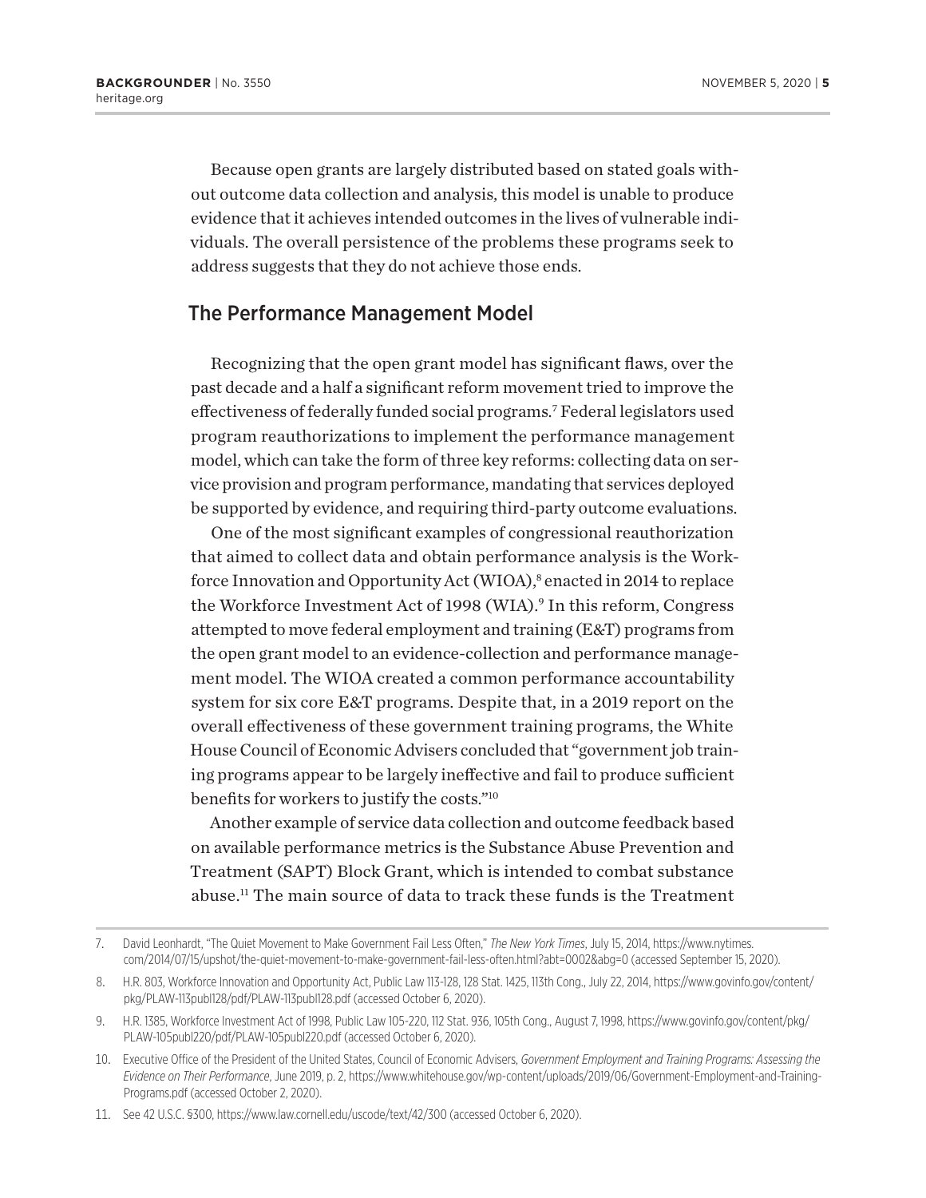Because open grants are largely distributed based on stated goals without outcome data collection and analysis, this model is unable to produce evidence that it achieves intended outcomes in the lives of vulnerable individuals. The overall persistence of the problems these programs seek to address suggests that they do not achieve those ends.

## The Performance Management Model

Recognizing that the open grant model has significant flaws, over the past decade and a half a significant reform movement tried to improve the effectiveness of federally funded social programs.[7] Federal legislators used program reauthorizations to implement the performance management model, which can take the form of three key reforms: collecting data on service provision and program performance, mandating that services deployed be supported by evidence, and requiring third-party outcome evaluations.

One of the most significant examples of congressional reauthorization that aimed to collect data and obtain performance analysis is the Workforce Innovation and Opportunity Act (WIOA),[8] enacted in 2014 to replace the Workforce Investment Act of 1998 (WIA).[9] In this reform, Congress attempted to move federal employment and training (E&T) programs from the open grant model to an evidence-collection and performance management model. The WIOA created a common performance accountability system for six core E&T programs. Despite that, in a 2019 report on the overall effectiveness of these government training programs, the White House Council of Economic Advisers concluded that "government job training programs appear to be largely ineffective and fail to produce sufficient benefits for workers to justify the costs."[10]

Another example of service data collection and outcome feedback based on available performance metrics is the Substance Abuse Prevention and Treatment (SAPT) Block Grant, which is intended to combat substance abuse.[11] The main source of data to track these funds is the Treatment

---

7. David Leonhardt, "The Quiet Movement to Make Government Fail Less Often," *The New York Times*, July 15, 2014, https://www.nytimes.com/2014/07/15/upshot/the-quiet-movement-to-make-government-fail-less-often.html?abt=0002&abg=0 (accessed September 15, 2020).

8. H.R. 803, Workforce Innovation and Opportunity Act, Public Law 113-128, 128 Stat. 1425, 113th Cong., July 22, 2014, https://www.govinfo.gov/content/pkg/PLAW-113publ128/pdf/PLAW-113publ128.pdf (accessed October 6, 2020).

9. H.R. 1385, Workforce Investment Act of 1998, Public Law 105-220, 112 Stat. 936, 105th Cong., August 7, 1998, https://www.govinfo.gov/content/pkg/PLAW-105publ220/pdf/PLAW-105publ220.pdf (accessed October 6, 2020).

10. Executive Office of the President of the United States, Council of Economic Advisers, *Government Employment and Training Programs: Assessing the Evidence on Their Performance*, June 2019, p. 2, https://www.whitehouse.gov/wp-content/uploads/2019/06/Government-Employment-and-Training-Programs.pdf (accessed October 2, 2020).

11. See 42 U.S.C. §300, https://www.law.cornell.edu/uscode/text/42/300 (accessed October 6, 2020).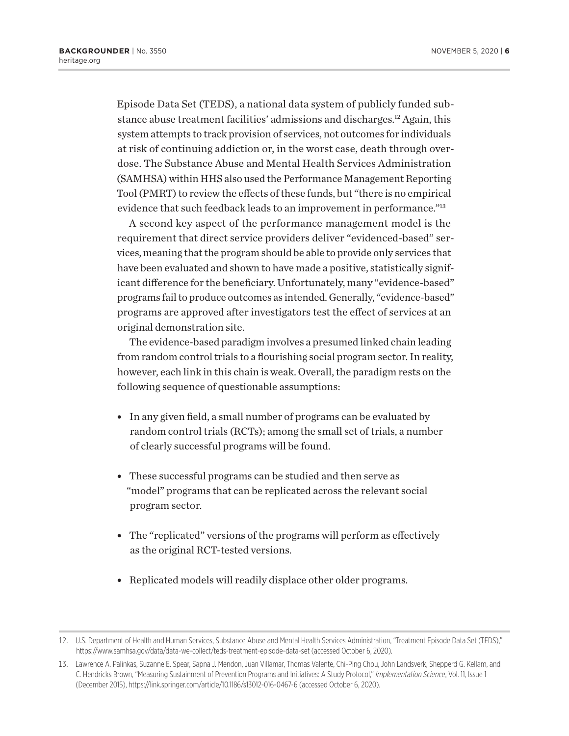Episode Data Set (TEDS), a national data system of publicly funded substance abuse treatment facilities' admissions and discharges.[12] Again, this system attempts to track provision of services, not outcomes for individuals at risk of continuing addiction or, in the worst case, death through overdose. The Substance Abuse and Mental Health Services Administration (SAMHSA) within HHS also used the Performance Management Reporting Tool (PMRT) to review the effects of these funds, but "there is no empirical evidence that such feedback leads to an improvement in performance."[13]

A second key aspect of the performance management model is the requirement that direct service providers deliver "evidenced-based" services, meaning that the program should be able to provide only services that have been evaluated and shown to have made a positive, statistically significant difference for the beneficiary. Unfortunately, many "evidence-based" programs fail to produce outcomes as intended. Generally, "evidence-based" programs are approved after investigators test the effect of services at an original demonstration site.

The evidence-based paradigm involves a presumed linked chain leading from random control trials to a flourishing social program sector. In reality, however, each link in this chain is weak. Overall, the paradigm rests on the following sequence of questionable assumptions:

- In any given field, a small number of programs can be evaluated by random control trials (RCTs); among the small set of trials, a number of clearly successful programs will be found.
- These successful programs can be studied and then serve as "model" programs that can be replicated across the relevant social program sector.
- The "replicated" versions of the programs will perform as effectively as the original RCT-tested versions.
- Replicated models will readily displace other older programs.

---

12. U.S. Department of Health and Human Services, Substance Abuse and Mental Health Services Administration, "Treatment Episode Data Set (TEDS)," https://www.samhsa.gov/data/data-we-collect/teds-treatment-episode-data-set (accessed October 6, 2020).

13. Lawrence A. Palinkas, Suzanne E. Spear, Sapna J. Mendon, Juan Villamar, Thomas Valente, Chi-Ping Chou, John Landsverk, Shepperd G. Kellam, and C. Hendricks Brown, "Measuring Sustainment of Prevention Programs and Initiatives: A Study Protocol," *Implementation Science*, Vol. 11, Issue 1 (December 2015), https://link.springer.com/article/10.1186/s13012-016-0467-6 (accessed October 6, 2020).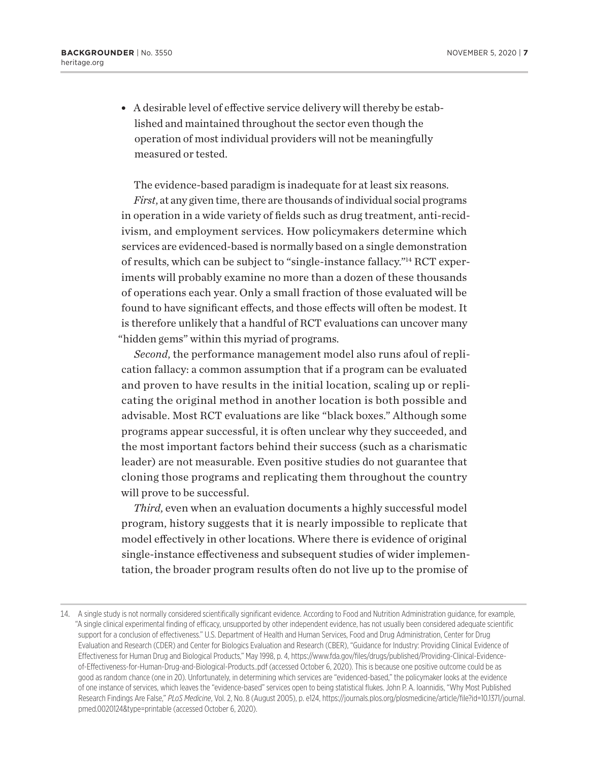- A desirable level of effective service delivery will thereby be established and maintained throughout the sector even though the operation of most individual providers will not be meaningfully measured or tested.

The evidence-based paradigm is inadequate for at least six reasons.

*First*, at any given time, there are thousands of individual social programs in operation in a wide variety of fields such as drug treatment, anti-recidivism, and employment services. How policymakers determine which services are evidenced-based is normally based on a single demonstration of results, which can be subject to "single-instance fallacy."[14] RCT experiments will probably examine no more than a dozen of these thousands of operations each year. Only a small fraction of those evaluated will be found to have significant effects, and those effects will often be modest. It is therefore unlikely that a handful of RCT evaluations can uncover many "hidden gems" within this myriad of programs.

*Second*, the performance management model also runs afoul of replication fallacy: a common assumption that if a program can be evaluated and proven to have results in the initial location, scaling up or replicating the original method in another location is both possible and advisable. Most RCT evaluations are like "black boxes." Although some programs appear successful, it is often unclear why they succeeded, and the most important factors behind their success (such as a charismatic leader) are not measurable. Even positive studies do not guarantee that cloning those programs and replicating them throughout the country will prove to be successful.

*Third*, even when an evaluation documents a highly successful model program, history suggests that it is nearly impossible to replicate that model effectively in other locations. Where there is evidence of original single-instance effectiveness and subsequent studies of wider implementation, the broader program results often do not live up to the promise of

---

14. A single study is not normally considered scientifically significant evidence. According to Food and Nutrition Administration guidance, for example, "A single clinical experimental finding of efficacy, unsupported by other independent evidence, has not usually been considered adequate scientific support for a conclusion of effectiveness." U.S. Department of Health and Human Services, Food and Drug Administration, Center for Drug Evaluation and Research (CDER) and Center for Biologics Evaluation and Research (CBER), "Guidance for Industry: Providing Clinical Evidence of Effectiveness for Human Drug and Biological Products," May 1998, p. 4, https://www.fda.gov/files/drugs/published/Providing-Clinical-Evidence-of-Effectiveness-for-Human-Drug-and-Biological-Products..pdf (accessed October 6, 2020). This is because one positive outcome could be as good as random chance (one in 20). Unfortunately, in determining which services are "evidenced-based," the policymaker looks at the evidence of one instance of services, which leaves the "evidence-based" services open to being statistical flukes. John P. A. Ioannidis, "Why Most Published Research Findings Are False," *PLoS Medicine*, Vol. 2, No. 8 (August 2005), p. e124, https://journals.plos.org/plosmedicine/article/file?id=10.1371/journal.pmed.0020124&type=printable (accessed October 6, 2020).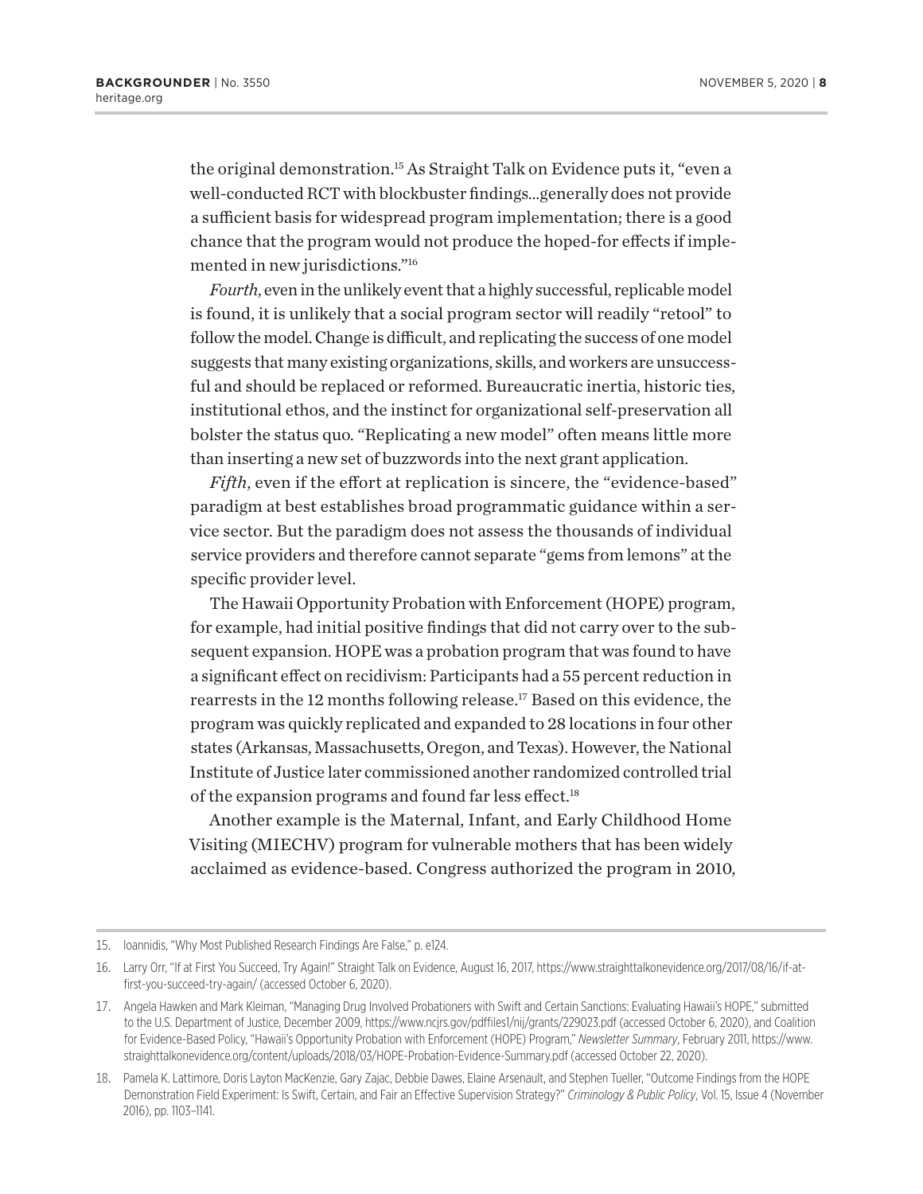the original demonstration.[15] As Straight Talk on Evidence puts it, "even a well-conducted RCT with blockbuster findings…generally does not provide a sufficient basis for widespread program implementation; there is a good chance that the program would not produce the hoped-for effects if implemented in new jurisdictions."[16]

*Fourth*, even in the unlikely event that a highly successful, replicable model is found, it is unlikely that a social program sector will readily "retool" to follow the model. Change is difficult, and replicating the success of one model suggests that many existing organizations, skills, and workers are unsuccessful and should be replaced or reformed. Bureaucratic inertia, historic ties, institutional ethos, and the instinct for organizational self-preservation all bolster the status quo. "Replicating a new model" often means little more than inserting a new set of buzzwords into the next grant application.

*Fifth*, even if the effort at replication is sincere, the "evidence-based" paradigm at best establishes broad programmatic guidance within a service sector. But the paradigm does not assess the thousands of individual service providers and therefore cannot separate "gems from lemons" at the specific provider level.

The Hawaii Opportunity Probation with Enforcement (HOPE) program, for example, had initial positive findings that did not carry over to the subsequent expansion. HOPE was a probation program that was found to have a significant effect on recidivism: Participants had a 55 percent reduction in rearrests in the 12 months following release.[17] Based on this evidence, the program was quickly replicated and expanded to 28 locations in four other states (Arkansas, Massachusetts, Oregon, and Texas). However, the National Institute of Justice later commissioned another randomized controlled trial of the expansion programs and found far less effect.[18]

Another example is the Maternal, Infant, and Early Childhood Home Visiting (MIECHV) program for vulnerable mothers that has been widely acclaimed as evidence-based. Congress authorized the program in 2010,

---

15. Ioannidis, "Why Most Published Research Findings Are False," p. e124.

16. Larry Orr, "If at First You Succeed, Try Again!" Straight Talk on Evidence, August 16, 2017, https://www.straighttalkonevidence.org/2017/08/16/if-at-first-you-succeed-try-again/ (accessed October 6, 2020).

17. Angela Hawken and Mark Kleiman, "Managing Drug Involved Probationers with Swift and Certain Sanctions: Evaluating Hawaii's HOPE," submitted to the U.S. Department of Justice, December 2009, https://www.ncjrs.gov/pdffiles1/nij/grants/229023.pdf (accessed October 6, 2020), and Coalition for Evidence-Based Policy, "Hawaii's Opportunity Probation with Enforcement (HOPE) Program," *Newsletter Summary*, February 2011, https://www.straighttalkonevidence.org/content/uploads/2018/03/HOPE-Probation-Evidence-Summary.pdf (accessed October 22, 2020).

18. Pamela K. Lattimore, Doris Layton MacKenzie, Gary Zajac, Debbie Dawes, Elaine Arsenault, and Stephen Tueller, "Outcome Findings from the HOPE Demonstration Field Experiment: Is Swift, Certain, and Fair an Effective Supervision Strategy?" *Criminology & Public Policy*, Vol. 15, Issue 4 (November 2016), pp. 1103–1141.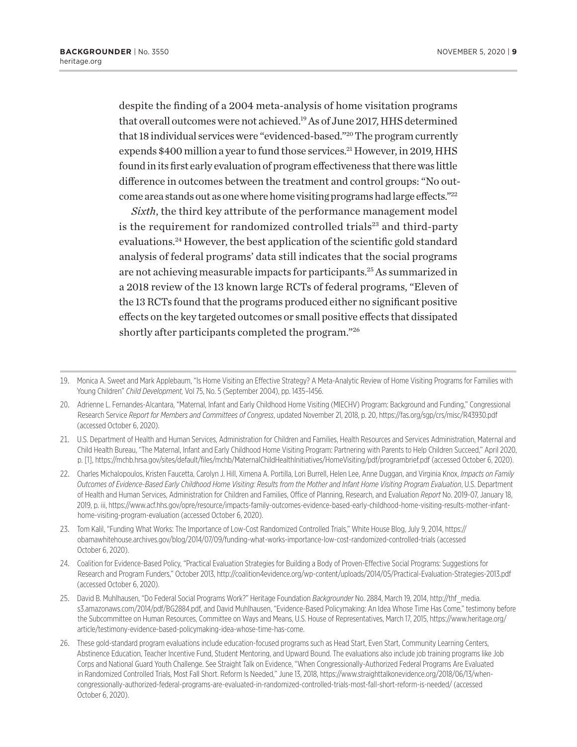despite the finding of a 2004 meta-analysis of home visitation programs that overall outcomes were not achieved.[19] As of June 2017, HHS determined that 18 individual services were "evidenced-based."[20] The program currently expends $400 million a year to fund those services.[21] However, in 2019, HHS found in its first early evaluation of program effectiveness that there was little difference in outcomes between the treatment and control groups: "No outcome area stands out as one where home visiting programs had large effects."[22]

*Sixth*, the third key attribute of the performance management model is the requirement for randomized controlled trials[23] and third-party evaluations.[24] However, the best application of the scientific gold standard analysis of federal programs' data still indicates that the social programs are not achieving measurable impacts for participants.[25] As summarized in a 2018 review of the 13 known large RCTs of federal programs, "Eleven of the 13 RCTs found that the programs produced either no significant positive effects on the key targeted outcomes or small positive effects that dissipated shortly after participants completed the program."[26]

---

19. Monica A. Sweet and Mark Applebaum, "Is Home Visiting an Effective Strategy? A Meta-Analytic Review of Home Visiting Programs for Families with Young Children" *Child Development*, Vol 75, No. 5 (September 2004), pp. 1435–1456.

20. Adrienne L. Fernandes-Alcantara, "Maternal, Infant and Early Childhood Home Visiting (MIECHV) Program: Background and Funding," Congressional Research Service *Report for Members and Committees of Congress*, updated November 21, 2018, p. 20, https://fas.org/sgp/crs/misc/R43930.pdf (accessed October 6, 2020).

21. U.S. Department of Health and Human Services, Administration for Children and Families, Health Resources and Services Administration, Maternal and Child Health Bureau, "The Maternal, Infant and Early Childhood Home Visiting Program: Partnering with Parents to Help Children Succeed," April 2020, p. [1], https://mchb.hrsa.gov/sites/default/files/mchb/MaternalChildHealthInitiatives/HomeVisiting/pdf/programbrief.pdf (accessed October 6, 2020).

22. Charles Michalopoulos, Kristen Faucetta, Carolyn J. Hill, Ximena A. Portilla, Lori Burrell, Helen Lee, Anne Duggan, and Virginia Knox, *Impacts on Family Outcomes of Evidence-Based Early Childhood Home Visiting: Results from the Mother and Infant Home Visiting Program Evaluation*, U.S. Department of Health and Human Services, Administration for Children and Families, Office of Planning, Research, and Evaluation *Report* No. 2019-07, January 18, 2019, p. iii, https://www.acf.hhs.gov/opre/resource/impacts-family-outcomes-evidence-based-early-childhood-home-visiting-results-mother-infant-home-visiting-program-evaluation (accessed October 6, 2020).

23. Tom Kalil, "Funding What Works: The Importance of Low-Cost Randomized Controlled Trials," White House Blog, July 9, 2014, https://obamawhitehouse.archives.gov/blog/2014/07/09/funding-what-works-importance-low-cost-randomized-controlled-trials (accessed October 6, 2020).

24. Coalition for Evidence-Based Policy, "Practical Evaluation Strategies for Building a Body of Proven-Effective Social Programs: Suggestions for Research and Program Funders," October 2013, http://coalition4evidence.org/wp-content/uploads/2014/05/Practical-Evaluation-Strategies-2013.pdf (accessed October 6, 2020).

25. David B. Muhlhausen, "Do Federal Social Programs Work?" Heritage Foundation *Backgrounder* No. 2884, March 19, 2014, http://thf_media.s3.amazonaws.com/2014/pdf/BG2884.pdf, and David Muhlhausen, "Evidence-Based Policymaking: An Idea Whose Time Has Come," testimony before the Subcommittee on Human Resources, Committee on Ways and Means, U.S. House of Representatives, March 17, 2015, https://www.heritage.org/article/testimony-evidence-based-policymaking-idea-whose-time-has-come.

26. These gold-standard program evaluations include education-focused programs such as Head Start, Even Start, Community Learning Centers, Abstinence Education, Teacher Incentive Fund, Student Mentoring, and Upward Bound. The evaluations also include job training programs like Job Corps and National Guard Youth Challenge. See Straight Talk on Evidence, "When Congressionally-Authorized Federal Programs Are Evaluated in Randomized Controlled Trials, Most Fall Short. Reform Is Needed," June 13, 2018, https://www.straighttalkonevidence.org/2018/06/13/when-congressionally-authorized-federal-programs-are-evaluated-in-randomized-controlled-trials-most-fall-short-reform-is-needed/ (accessed October 6, 2020).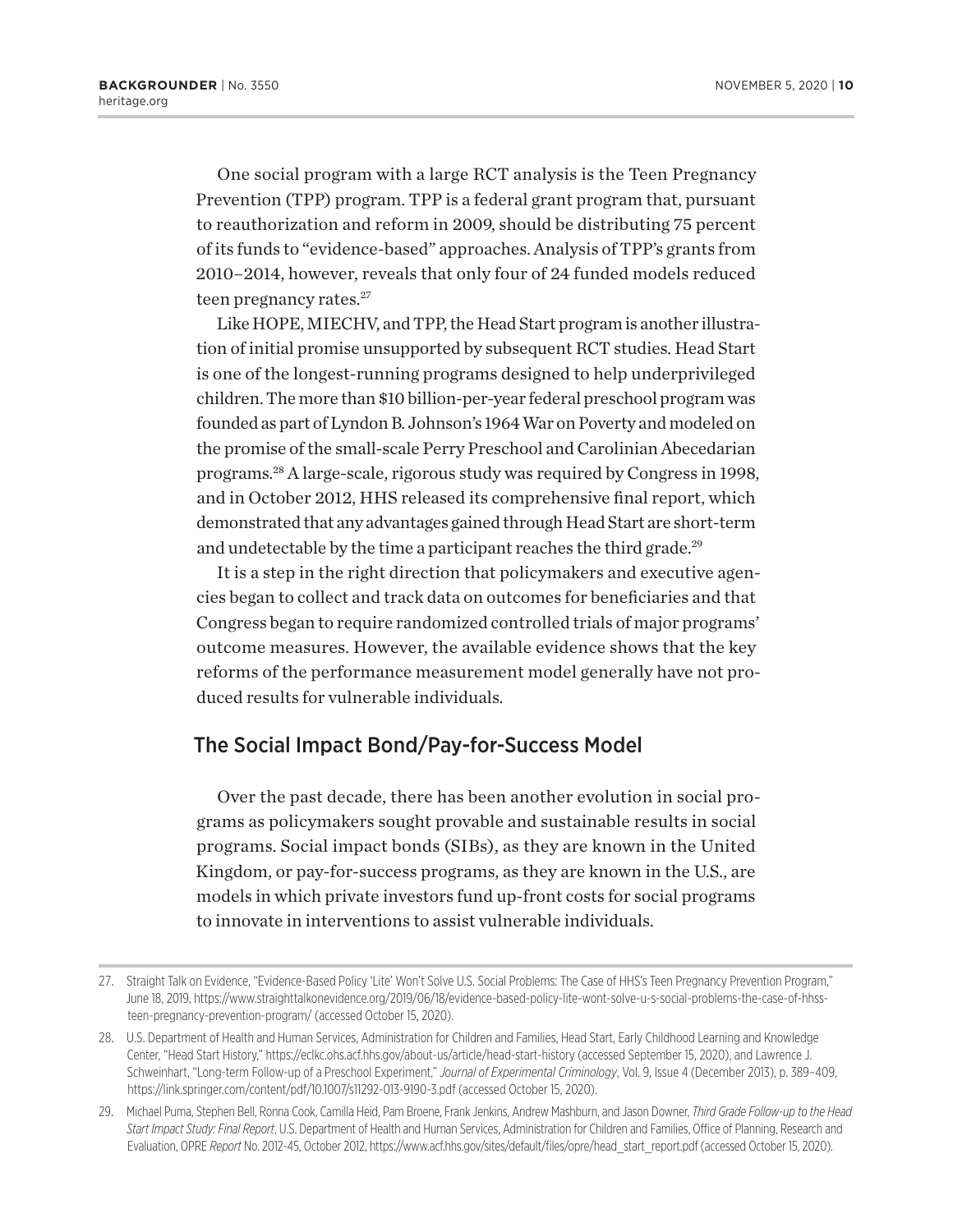One social program with a large RCT analysis is the Teen Pregnancy Prevention (TPP) program. TPP is a federal grant program that, pursuant to reauthorization and reform in 2009, should be distributing 75 percent of its funds to "evidence-based" approaches. Analysis of TPP's grants from 2010–2014, however, reveals that only four of 24 funded models reduced teen pregnancy rates.[27]

Like HOPE, MIECHV, and TPP, the Head Start program is another illustration of initial promise unsupported by subsequent RCT studies. Head Start is one of the longest-running programs designed to help underprivileged children. The more than $10 billion-per-year federal preschool program was founded as part of Lyndon B. Johnson's 1964 War on Poverty and modeled on the promise of the small-scale Perry Preschool and Carolinian Abecedarian programs.[28] A large-scale, rigorous study was required by Congress in 1998, and in October 2012, HHS released its comprehensive final report, which demonstrated that any advantages gained through Head Start are short-term and undetectable by the time a participant reaches the third grade.[29]

It is a step in the right direction that policymakers and executive agencies began to collect and track data on outcomes for beneficiaries and that Congress began to require randomized controlled trials of major programs' outcome measures. However, the available evidence shows that the key reforms of the performance measurement model generally have not produced results for vulnerable individuals.

## The Social Impact Bond/Pay-for-Success Model

Over the past decade, there has been another evolution in social programs as policymakers sought provable and sustainable results in social programs. Social impact bonds (SIBs), as they are known in the United Kingdom, or pay-for-success programs, as they are known in the U.S., are models in which private investors fund up-front costs for social programs to innovate in interventions to assist vulnerable individuals.

---

27. Straight Talk on Evidence, "Evidence-Based Policy 'Lite' Won't Solve U.S. Social Problems: The Case of HHS's Teen Pregnancy Prevention Program," June 18, 2019, https://www.straighttalkonevidence.org/2019/06/18/evidence-based-policy-lite-wont-solve-u-s-social-problems-the-case-of-hhss-teen-pregnancy-prevention-program/ (accessed October 15, 2020).

28. U.S. Department of Health and Human Services, Administration for Children and Families, Head Start, Early Childhood Learning and Knowledge Center, "Head Start History," https://eclkc.ohs.acf.hhs.gov/about-us/article/head-start-history (accessed September 15, 2020), and Lawrence J. Schweinhart, "Long-term Follow-up of a Preschool Experiment," *Journal of Experimental Criminology*, Vol. 9, Issue 4 (December 2013), p. 389–409, https://link.springer.com/content/pdf/10.1007/s11292-013-9190-3.pdf (accessed October 15, 2020).

29. Michael Puma, Stephen Bell, Ronna Cook, Camilla Heid, Pam Broene, Frank Jenkins, Andrew Mashburn, and Jason Downer, *Third Grade Follow-up to the Head Start Impact Study: Final Report*, U.S. Department of Health and Human Services, Administration for Children and Families, Office of Planning, Research and Evaluation, OPRE *Report* No. 2012-45, October 2012, https://www.acf.hhs.gov/sites/default/files/opre/head_start_report.pdf (accessed October 15, 2020).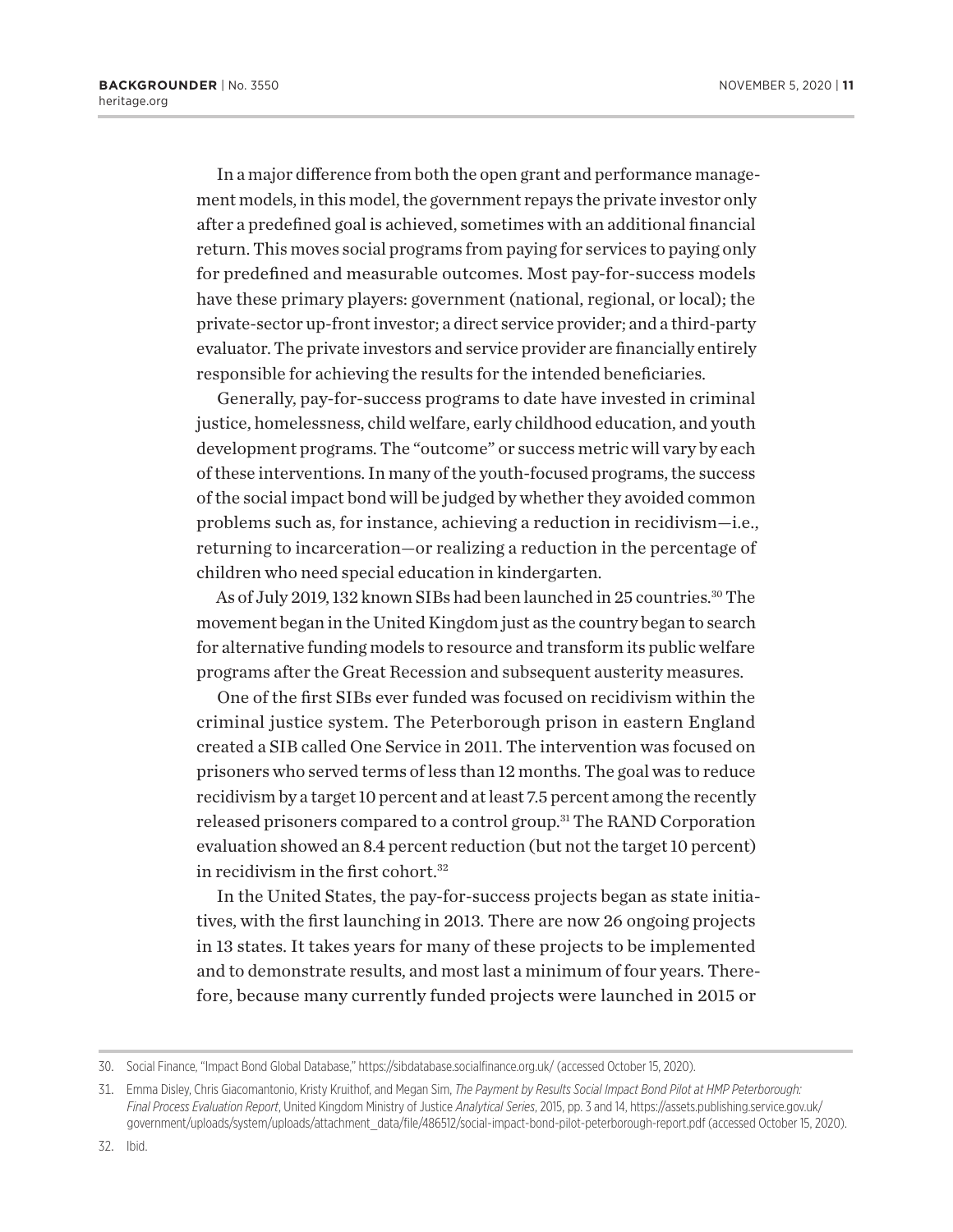In a major difference from both the open grant and performance management models, in this model, the government repays the private investor only after a predefined goal is achieved, sometimes with an additional financial return. This moves social programs from paying for services to paying only for predefined and measurable outcomes. Most pay-for-success models have these primary players: government (national, regional, or local); the private-sector up-front investor; a direct service provider; and a third-party evaluator. The private investors and service provider are financially entirely responsible for achieving the results for the intended beneficiaries.

Generally, pay-for-success programs to date have invested in criminal justice, homelessness, child welfare, early childhood education, and youth development programs. The "outcome" or success metric will vary by each of these interventions. In many of the youth-focused programs, the success of the social impact bond will be judged by whether they avoided common problems such as, for instance, achieving a reduction in recidivism—i.e., returning to incarceration—or realizing a reduction in the percentage of children who need special education in kindergarten.

As of July 2019, 132 known SIBs had been launched in 25 countries.[30] The movement began in the United Kingdom just as the country began to search for alternative funding models to resource and transform its public welfare programs after the Great Recession and subsequent austerity measures.

One of the first SIBs ever funded was focused on recidivism within the criminal justice system. The Peterborough prison in eastern England created a SIB called One Service in 2011. The intervention was focused on prisoners who served terms of less than 12 months. The goal was to reduce recidivism by a target 10 percent and at least 7.5 percent among the recently released prisoners compared to a control group.[31] The RAND Corporation evaluation showed an 8.4 percent reduction (but not the target 10 percent) in recidivism in the first cohort.[32]

In the United States, the pay-for-success projects began as state initiatives, with the first launching in 2013. There are now 26 ongoing projects in 13 states. It takes years for many of these projects to be implemented and to demonstrate results, and most last a minimum of four years. Therefore, because many currently funded projects were launched in 2015 or

---

30. Social Finance, "Impact Bond Global Database," https://sibdatabase.socialfinance.org.uk/ (accessed October 15, 2020).

31. Emma Disley, Chris Giacomantonio, Kristy Kruithof, and Megan Sim, *The Payment by Results Social Impact Bond Pilot at HMP Peterborough: Final Process Evaluation Report*, United Kingdom Ministry of Justice *Analytical Series*, 2015, pp. 3 and 14, https://assets.publishing.service.gov.uk/government/uploads/system/uploads/attachment_data/file/486512/social-impact-bond-pilot-peterborough-report.pdf (accessed October 15, 2020).

32. Ibid.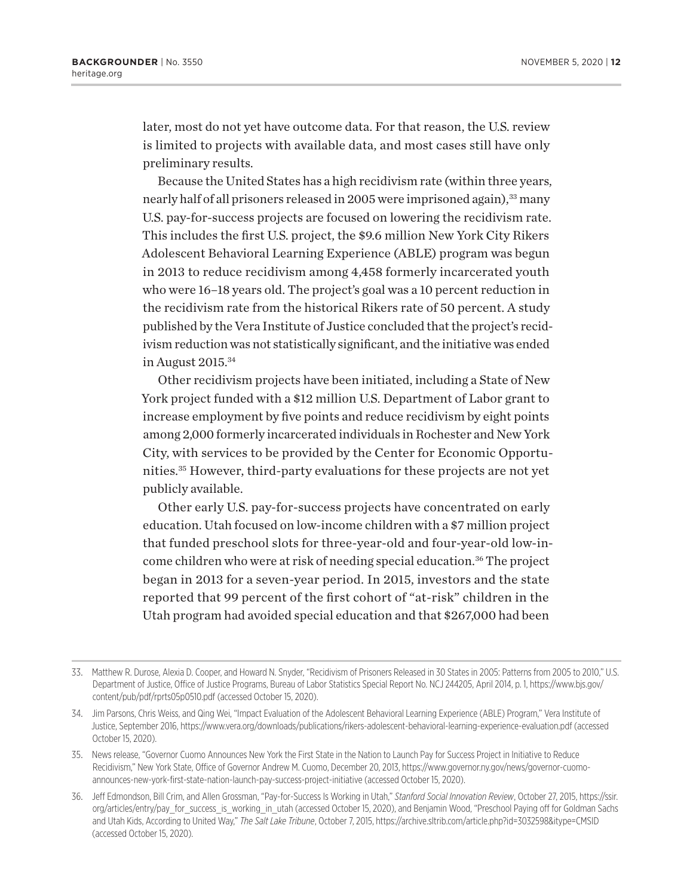later, most do not yet have outcome data. For that reason, the U.S. review is limited to projects with available data, and most cases still have only preliminary results.

Because the United States has a high recidivism rate (within three years, nearly half of all prisoners released in 2005 were imprisoned again),[33] many U.S. pay-for-success projects are focused on lowering the recidivism rate. This includes the first U.S. project, the $9.6 million New York City Rikers Adolescent Behavioral Learning Experience (ABLE) program was begun in 2013 to reduce recidivism among 4,458 formerly incarcerated youth who were 16–18 years old. The project's goal was a 10 percent reduction in the recidivism rate from the historical Rikers rate of 50 percent. A study published by the Vera Institute of Justice concluded that the project's recidivism reduction was not statistically significant, and the initiative was ended in August 2015.[34]

Other recidivism projects have been initiated, including a State of New York project funded with a $12 million U.S. Department of Labor grant to increase employment by five points and reduce recidivism by eight points among 2,000 formerly incarcerated individuals in Rochester and New York City, with services to be provided by the Center for Economic Opportunities.[35] However, third-party evaluations for these projects are not yet publicly available.

Other early U.S. pay-for-success projects have concentrated on early education. Utah focused on low-income children with a $7 million project that funded preschool slots for three-year-old and four-year-old low-income children who were at risk of needing special education.[36] The project began in 2013 for a seven-year period. In 2015, investors and the state reported that 99 percent of the first cohort of "at-risk" children in the Utah program had avoided special education and that $267,000 had been

---

33. Matthew R. Durose, Alexia D. Cooper, and Howard N. Snyder, "Recidivism of Prisoners Released in 30 States in 2005: Patterns from 2005 to 2010," U.S. Department of Justice, Office of Justice Programs, Bureau of Labor Statistics Special Report No. NCJ 244205, April 2014, p. 1, https://www.bjs.gov/content/pub/pdf/rprts05p0510.pdf (accessed October 15, 2020).

34. Jim Parsons, Chris Weiss, and Qing Wei, "Impact Evaluation of the Adolescent Behavioral Learning Experience (ABLE) Program," Vera Institute of Justice, September 2016, https://www.vera.org/downloads/publications/rikers-adolescent-behavioral-learning-experience-evaluation.pdf (accessed October 15, 2020).

35. News release, "Governor Cuomo Announces New York the First State in the Nation to Launch Pay for Success Project in Initiative to Reduce Recidivism," New York State, Office of Governor Andrew M. Cuomo, December 20, 2013, https://www.governor.ny.gov/news/governor-cuomo-announces-new-york-first-state-nation-launch-pay-success-project-initiative (accessed October 15, 2020).

36. Jeff Edmondson, Bill Crim, and Allen Grossman, "Pay-for-Success Is Working in Utah," *Stanford Social Innovation Review*, October 27, 2015, https://ssir.org/articles/entry/pay_for_success_is_working_in_utah (accessed October 15, 2020), and Benjamin Wood, "Preschool Paying off for Goldman Sachs and Utah Kids, According to United Way," *The Salt Lake Tribune*, October 7, 2015, https://archive.sltrib.com/article.php?id=3032598&itype=CMSID (accessed October 15, 2020).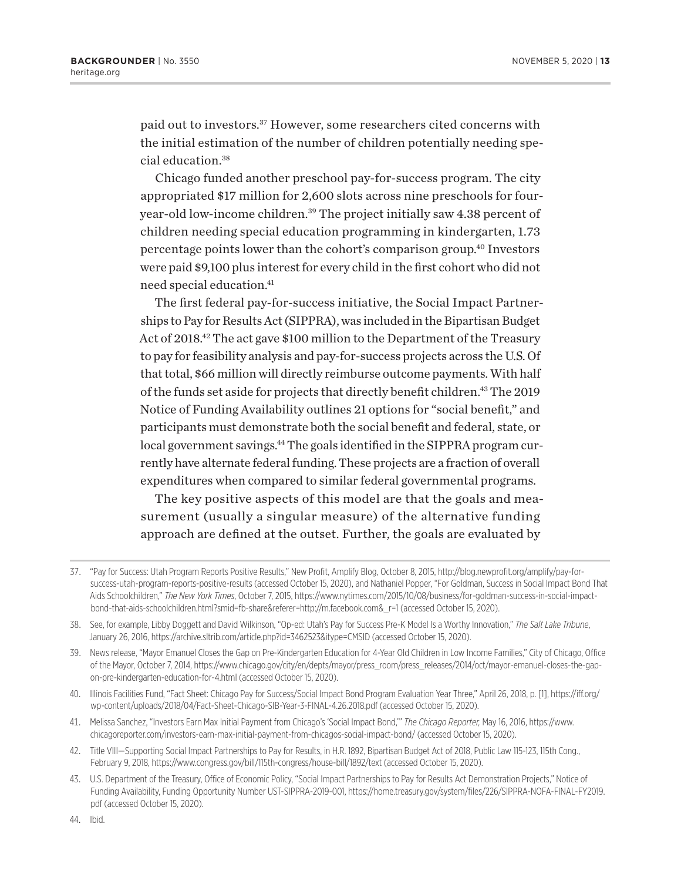paid out to investors.[37] However, some researchers cited concerns with the initial estimation of the number of children potentially needing special education.[38]

Chicago funded another preschool pay-for-success program. The city appropriated $17 million for 2,600 slots across nine preschools for four-year-old low-income children.[39] The project initially saw 4.38 percent of children needing special education programming in kindergarten, 1.73 percentage points lower than the cohort's comparison group.[40] Investors were paid $9,100 plus interest for every child in the first cohort who did not need special education.[41]

The first federal pay-for-success initiative, the Social Impact Partnerships to Pay for Results Act (SIPPRA), was included in the Bipartisan Budget Act of 2018.[42] The act gave $100 million to the Department of the Treasury to pay for feasibility analysis and pay-for-success projects across the U.S. Of that total, $66 million will directly reimburse outcome payments. With half of the funds set aside for projects that directly benefit children.[43] The 2019 Notice of Funding Availability outlines 21 options for "social benefit," and participants must demonstrate both the social benefit and federal, state, or local government savings.[44] The goals identified in the SIPPRA program currently have alternate federal funding. These projects are a fraction of overall expenditures when compared to similar federal governmental programs.

The key positive aspects of this model are that the goals and measurement (usually a singular measure) of the alternative funding approach are defined at the outset. Further, the goals are evaluated by

---

37. "Pay for Success: Utah Program Reports Positive Results," New Profit, Amplify Blog, October 8, 2015, http://blog.newprofit.org/amplify/pay-for-success-utah-program-reports-positive-results (accessed October 15, 2020), and Nathaniel Popper, "For Goldman, Success in Social Impact Bond That Aids Schoolchildren," *The New York Times*, October 7, 2015, https://www.nytimes.com/2015/10/08/business/for-goldman-success-in-social-impact-bond-that-aids-schoolchildren.html?smid=fb-share&referer=http://m.facebook.com&_r=1 (accessed October 15, 2020).

38. See, for example, Libby Doggett and David Wilkinson, "Op-ed: Utah's Pay for Success Pre-K Model Is a Worthy Innovation," *The Salt Lake Tribune*, January 26, 2016, https://archive.sltrib.com/article.php?id=3462523&itype=CMSID (accessed October 15, 2020).

39. News release, "Mayor Emanuel Closes the Gap on Pre-Kindergarten Education for 4-Year Old Children in Low Income Families," City of Chicago, Office of the Mayor, October 7, 2014, https://www.chicago.gov/city/en/depts/mayor/press_room/press_releases/2014/oct/mayor-emanuel-closes-the-gap-on-pre-kindergarten-education-for-4.html (accessed October 15, 2020).

40. Illinois Facilities Fund, "Fact Sheet: Chicago Pay for Success/Social Impact Bond Program Evaluation Year Three," April 26, 2018, p. [1], https://iff.org/wp-content/uploads/2018/04/Fact-Sheet-Chicago-SIB-Year-3-FINAL-4.26.2018.pdf (accessed October 15, 2020).

41. Melissa Sanchez, "Investors Earn Max Initial Payment from Chicago's 'Social Impact Bond,'" *The Chicago Reporter,* May 16, 2016, https://www.chicagoreporter.com/investors-earn-max-initial-payment-from-chicagos-social-impact-bond/ (accessed October 15, 2020).

42. Title VIII—Supporting Social Impact Partnerships to Pay for Results, in H.R. 1892, Bipartisan Budget Act of 2018, Public Law 115-123, 115th Cong., February 9, 2018, https://www.congress.gov/bill/115th-congress/house-bill/1892/text (accessed October 15, 2020).

43. U.S. Department of the Treasury, Office of Economic Policy, "Social Impact Partnerships to Pay for Results Act Demonstration Projects," Notice of Funding Availability, Funding Opportunity Number UST-SIPPRA-2019-001, https://home.treasury.gov/system/files/226/SIPPRA-NOFA-FINAL-FY2019.pdf (accessed October 15, 2020).

44. Ibid.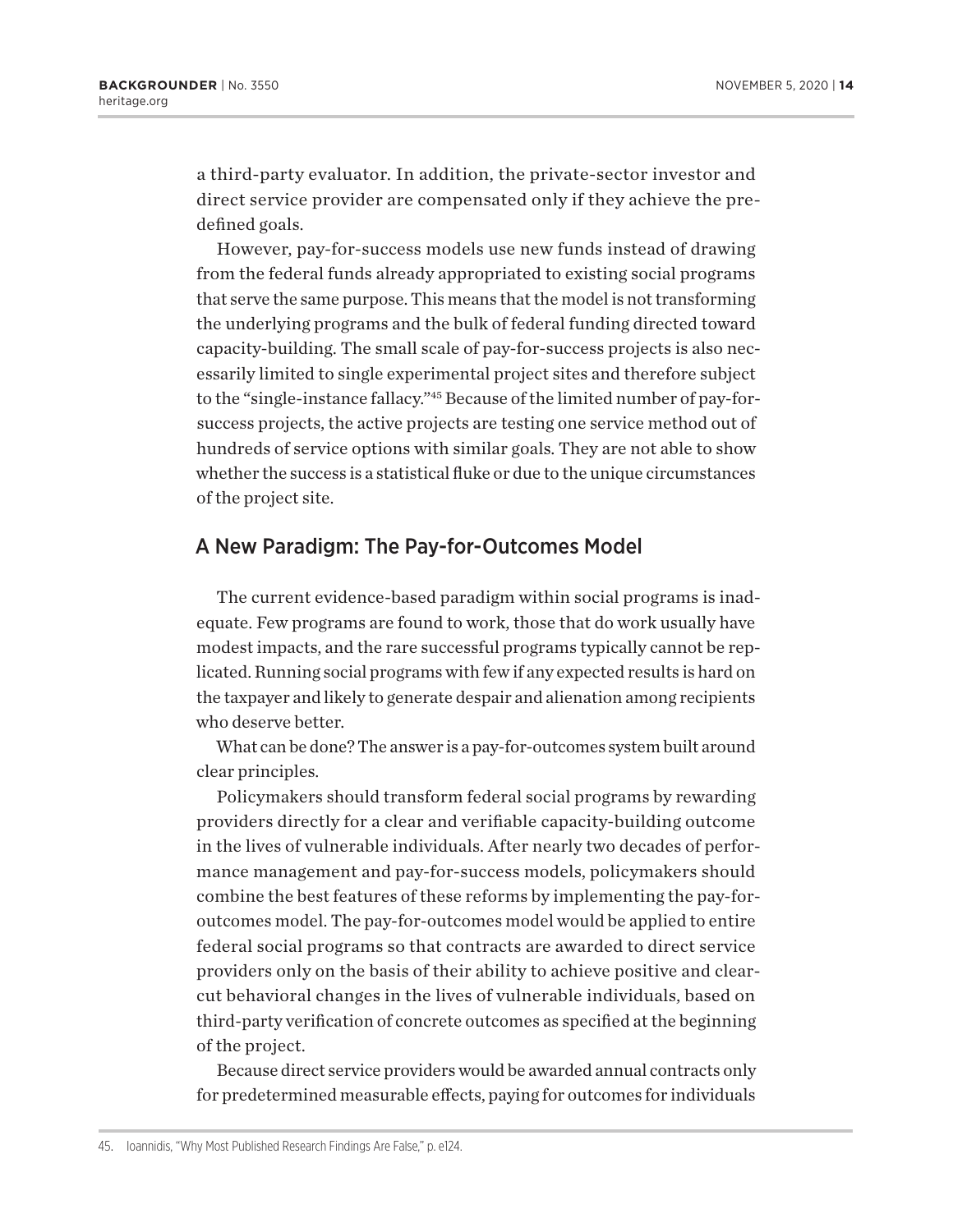a third-party evaluator. In addition, the private-sector investor and direct service provider are compensated only if they achieve the predefined goals.

However, pay-for-success models use new funds instead of drawing from the federal funds already appropriated to existing social programs that serve the same purpose. This means that the model is not transforming the underlying programs and the bulk of federal funding directed toward capacity-building. The small scale of pay-for-success projects is also necessarily limited to single experimental project sites and therefore subject to the "single-instance fallacy."[45] Because of the limited number of pay-for-success projects, the active projects are testing one service method out of hundreds of service options with similar goals. They are not able to show whether the success is a statistical fluke or due to the unique circumstances of the project site.

## A New Paradigm: The Pay-for-Outcomes Model

The current evidence-based paradigm within social programs is inadequate. Few programs are found to work, those that do work usually have modest impacts, and the rare successful programs typically cannot be replicated. Running social programs with few if any expected results is hard on the taxpayer and likely to generate despair and alienation among recipients who deserve better.

What can be done? The answer is a pay-for-outcomes system built around clear principles.

Policymakers should transform federal social programs by rewarding providers directly for a clear and verifiable capacity-building outcome in the lives of vulnerable individuals. After nearly two decades of performance management and pay-for-success models, policymakers should combine the best features of these reforms by implementing the pay-for-outcomes model. The pay-for-outcomes model would be applied to entire federal social programs so that contracts are awarded to direct service providers only on the basis of their ability to achieve positive and clear-cut behavioral changes in the lives of vulnerable individuals, based on third-party verification of concrete outcomes as specified at the beginning of the project.

Because direct service providers would be awarded annual contracts only for predetermined measurable effects, paying for outcomes for individuals

45. Ioannidis, "Why Most Published Research Findings Are False," p. e124.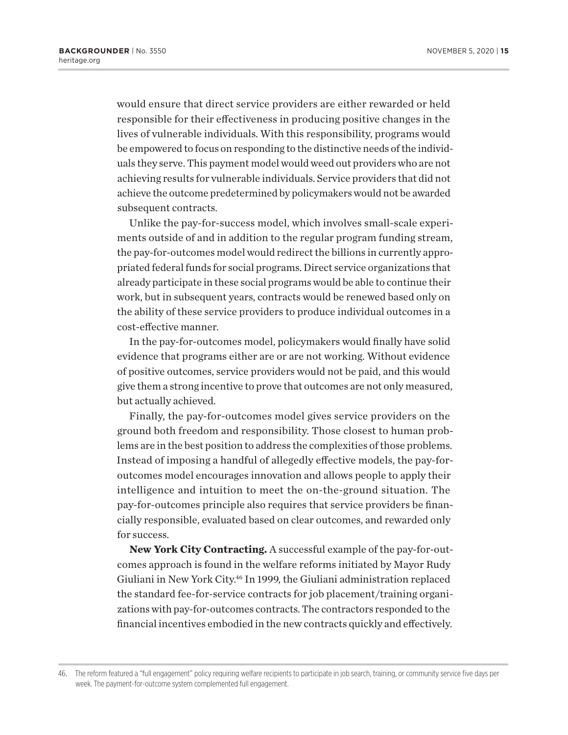would ensure that direct service providers are either rewarded or held responsible for their effectiveness in producing positive changes in the lives of vulnerable individuals. With this responsibility, programs would be empowered to focus on responding to the distinctive needs of the individuals they serve. This payment model would weed out providers who are not achieving results for vulnerable individuals. Service providers that did not achieve the outcome predetermined by policymakers would not be awarded subsequent contracts.

Unlike the pay-for-success model, which involves small-scale experiments outside of and in addition to the regular program funding stream, the pay-for-outcomes model would redirect the billions in currently appropriated federal funds for social programs. Direct service organizations that already participate in these social programs would be able to continue their work, but in subsequent years, contracts would be renewed based only on the ability of these service providers to produce individual outcomes in a cost-effective manner.

In the pay-for-outcomes model, policymakers would finally have solid evidence that programs either are or are not working. Without evidence of positive outcomes, service providers would not be paid, and this would give them a strong incentive to prove that outcomes are not only measured, but actually achieved.

Finally, the pay-for-outcomes model gives service providers on the ground both freedom and responsibility. Those closest to human problems are in the best position to address the complexities of those problems. Instead of imposing a handful of allegedly effective models, the pay-for-outcomes model encourages innovation and allows people to apply their intelligence and intuition to meet the on-the-ground situation. The pay-for-outcomes principle also requires that service providers be financially responsible, evaluated based on clear outcomes, and rewarded only for success.

**New York City Contracting.** A successful example of the pay-for-outcomes approach is found in the welfare reforms initiated by Mayor Rudy Giuliani in New York City.[46] In 1999, the Giuliani administration replaced the standard fee-for-service contracts for job placement/training organizations with pay-for-outcomes contracts. The contractors responded to the financial incentives embodied in the new contracts quickly and effectively.

46. The reform featured a "full engagement" policy requiring welfare recipients to participate in job search, training, or community service five days per week. The payment-for-outcome system complemented full engagement.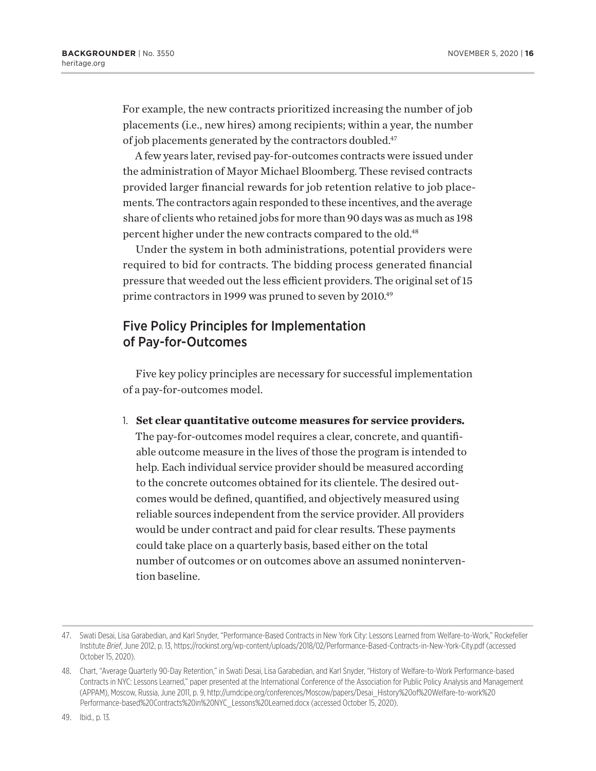For example, the new contracts prioritized increasing the number of job placements (i.e., new hires) among recipients; within a year, the number of job placements generated by the contractors doubled.[47]

A few years later, revised pay-for-outcomes contracts were issued under the administration of Mayor Michael Bloomberg. These revised contracts provided larger financial rewards for job retention relative to job placements. The contractors again responded to these incentives, and the average share of clients who retained jobs for more than 90 days was as much as 198 percent higher under the new contracts compared to the old.[48]

Under the system in both administrations, potential providers were required to bid for contracts. The bidding process generated financial pressure that weeded out the less efficient providers. The original set of 15 prime contractors in 1999 was pruned to seven by 2010.[49]

## Five Policy Principles for Implementation of Pay-for-Outcomes

Five key policy principles are necessary for successful implementation of a pay-for-outcomes model.

1. **Set clear quantitative outcome measures for service providers.** The pay-for-outcomes model requires a clear, concrete, and quantifiable outcome measure in the lives of those the program is intended to help. Each individual service provider should be measured according to the concrete outcomes obtained for its clientele. The desired outcomes would be defined, quantified, and objectively measured using reliable sources independent from the service provider. All providers would be under contract and paid for clear results. These payments could take place on a quarterly basis, based either on the total number of outcomes or on outcomes above an assumed nonintervention baseline.

---

47. Swati Desai, Lisa Garabedian, and Karl Snyder, "Performance-Based Contracts in New York City: Lessons Learned from Welfare-to-Work," Rockefeller Institute *Brief*, June 2012, p. 13, https://rockinst.org/wp-content/uploads/2018/02/Performance-Based-Contracts-in-New-York-City.pdf (accessed October 15, 2020).

48. Chart, "Average Quarterly 90-Day Retention," in Swati Desai, Lisa Garabedian, and Karl Snyder, "History of Welfare-to-Work Performance-based Contracts in NYC: Lessons Learned," paper presented at the International Conference of the Association for Public Policy Analysis and Management (APPAM), Moscow, Russia, June 2011, p. 9, http://umdcipe.org/conferences/Moscow/papers/Desai_History%20of%20Welfare-to-work%20Performance-based%20Contracts%20in%20NYC_Lessons%20Learned.docx (accessed October 15, 2020).

49. Ibid., p. 13.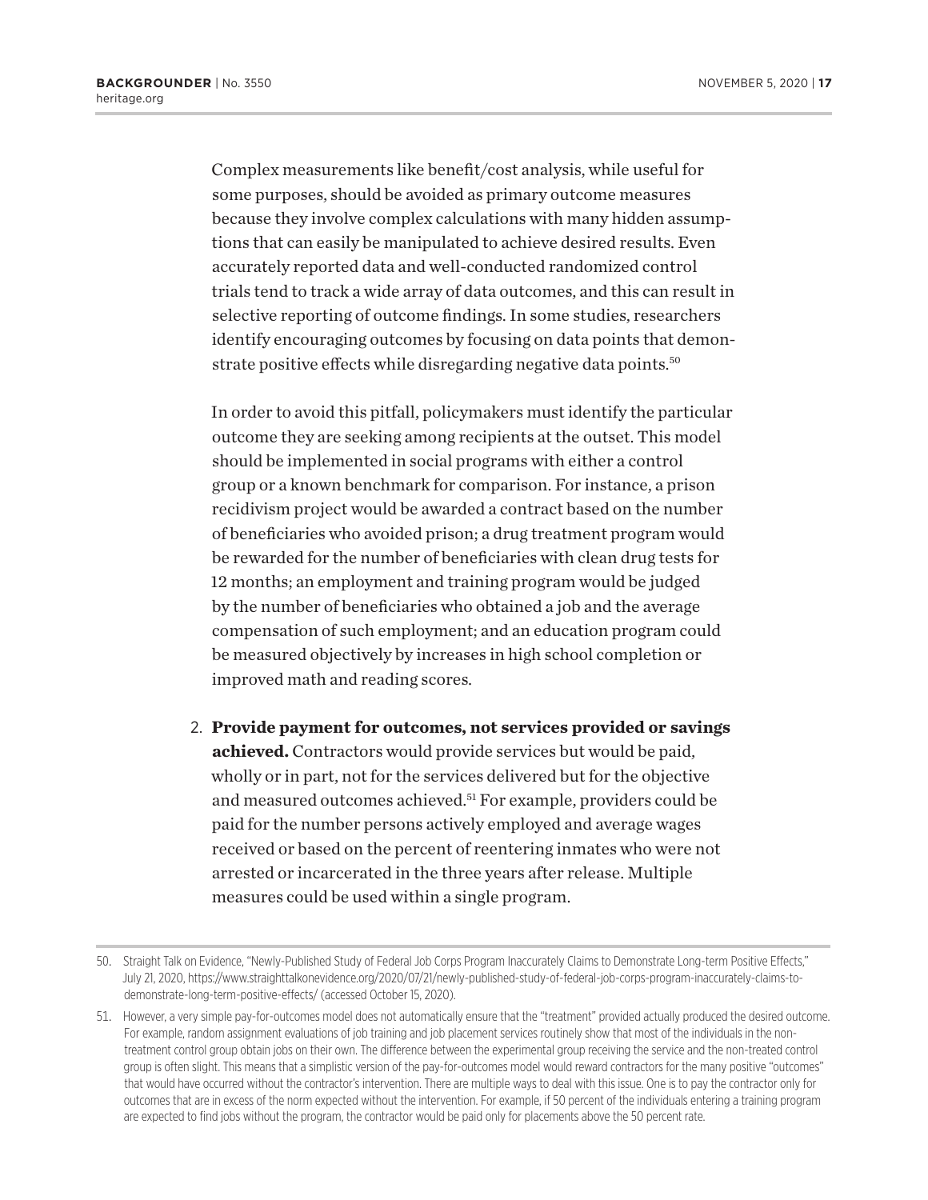Complex measurements like benefit/cost analysis, while useful for some purposes, should be avoided as primary outcome measures because they involve complex calculations with many hidden assumptions that can easily be manipulated to achieve desired results. Even accurately reported data and well-conducted randomized control trials tend to track a wide array of data outcomes, and this can result in selective reporting of outcome findings. In some studies, researchers identify encouraging outcomes by focusing on data points that demonstrate positive effects while disregarding negative data points.[50]

In order to avoid this pitfall, policymakers must identify the particular outcome they are seeking among recipients at the outset. This model should be implemented in social programs with either a control group or a known benchmark for comparison. For instance, a prison recidivism project would be awarded a contract based on the number of beneficiaries who avoided prison; a drug treatment program would be rewarded for the number of beneficiaries with clean drug tests for 12 months; an employment and training program would be judged by the number of beneficiaries who obtained a job and the average compensation of such employment; and an education program could be measured objectively by increases in high school completion or improved math and reading scores.

2. **Provide payment for outcomes, not services provided or savings achieved.** Contractors would provide services but would be paid, wholly or in part, not for the services delivered but for the objective and measured outcomes achieved.[51] For example, providers could be paid for the number persons actively employed and average wages received or based on the percent of reentering inmates who were not arrested or incarcerated in the three years after release. Multiple measures could be used within a single program.

---

50. Straight Talk on Evidence, "Newly-Published Study of Federal Job Corps Program Inaccurately Claims to Demonstrate Long-term Positive Effects," July 21, 2020, https://www.straighttalkonevidence.org/2020/07/21/newly-published-study-of-federal-job-corps-program-inaccurately-claims-to-demonstrate-long-term-positive-effects/ (accessed October 15, 2020).

51. However, a very simple pay-for-outcomes model does not automatically ensure that the "treatment" provided actually produced the desired outcome. For example, random assignment evaluations of job training and job placement services routinely show that most of the individuals in the non-treatment control group obtain jobs on their own. The difference between the experimental group receiving the service and the non-treated control group is often slight. This means that a simplistic version of the pay-for-outcomes model would reward contractors for the many positive "outcomes" that would have occurred without the contractor's intervention. There are multiple ways to deal with this issue. One is to pay the contractor only for outcomes that are in excess of the norm expected without the intervention. For example, if 50 percent of the individuals entering a training program are expected to find jobs without the program, the contractor would be paid only for placements above the 50 percent rate.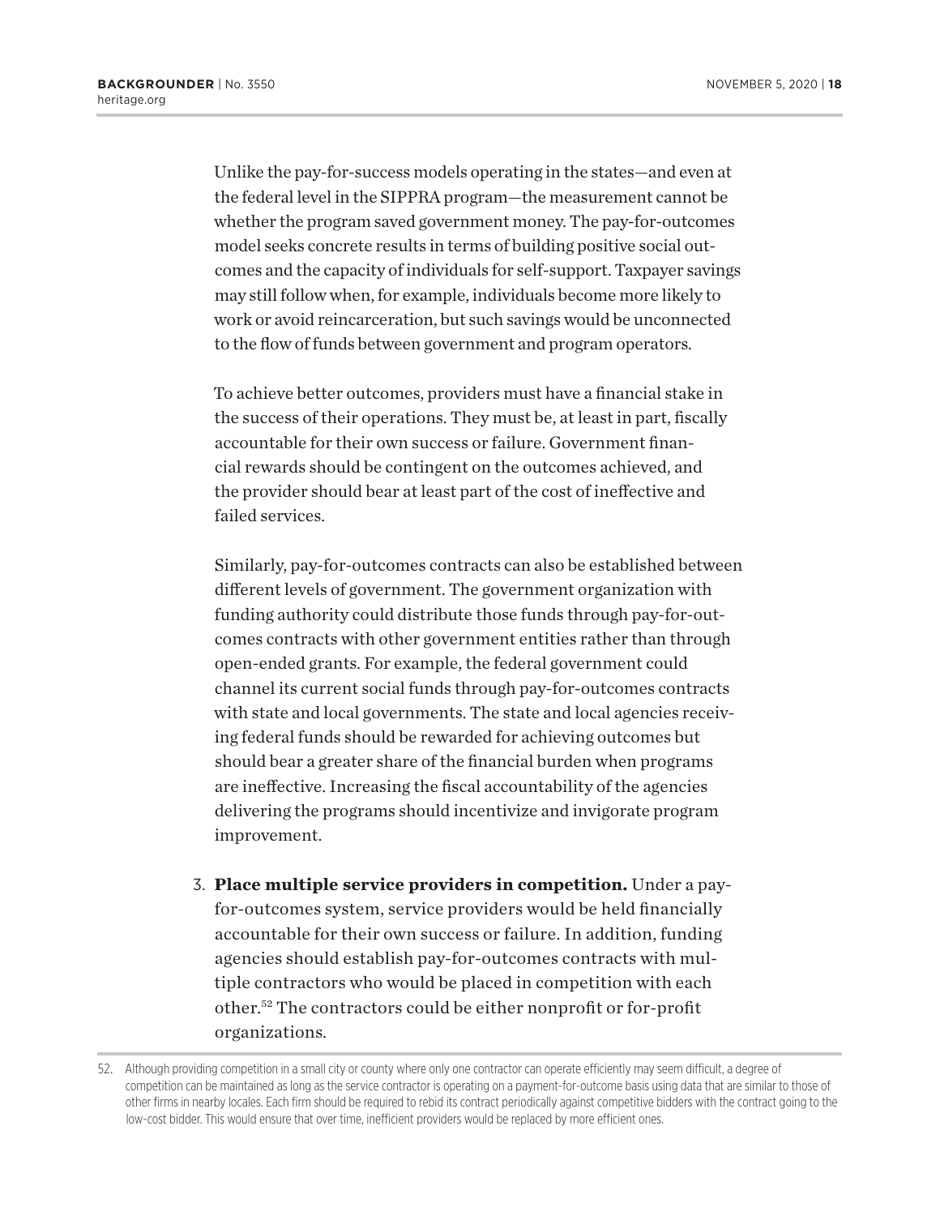Unlike the pay-for-success models operating in the states—and even at the federal level in the SIPPRA program—the measurement cannot be whether the program saved government money. The pay-for-outcomes model seeks concrete results in terms of building positive social outcomes and the capacity of individuals for self-support. Taxpayer savings may still follow when, for example, individuals become more likely to work or avoid reincarceration, but such savings would be unconnected to the flow of funds between government and program operators.

To achieve better outcomes, providers must have a financial stake in the success of their operations. They must be, at least in part, fiscally accountable for their own success or failure. Government financial rewards should be contingent on the outcomes achieved, and the provider should bear at least part of the cost of ineffective and failed services.

Similarly, pay-for-outcomes contracts can also be established between different levels of government. The government organization with funding authority could distribute those funds through pay-for-outcomes contracts with other government entities rather than through open-ended grants. For example, the federal government could channel its current social funds through pay-for-outcomes contracts with state and local governments. The state and local agencies receiving federal funds should be rewarded for achieving outcomes but should bear a greater share of the financial burden when programs are ineffective. Increasing the fiscal accountability of the agencies delivering the programs should incentivize and invigorate program improvement.

3. **Place multiple service providers in competition.** Under a pay-for-outcomes system, service providers would be held financially accountable for their own success or failure. In addition, funding agencies should establish pay-for-outcomes contracts with multiple contractors who would be placed in competition with each other.[52] The contractors could be either nonprofit or for-profit organizations.

52. Although providing competition in a small city or county where only one contractor can operate efficiently may seem difficult, a degree of competition can be maintained as long as the service contractor is operating on a payment-for-outcome basis using data that are similar to those of other firms in nearby locales. Each firm should be required to rebid its contract periodically against competitive bidders with the contract going to the low-cost bidder. This would ensure that over time, inefficient providers would be replaced by more efficient ones.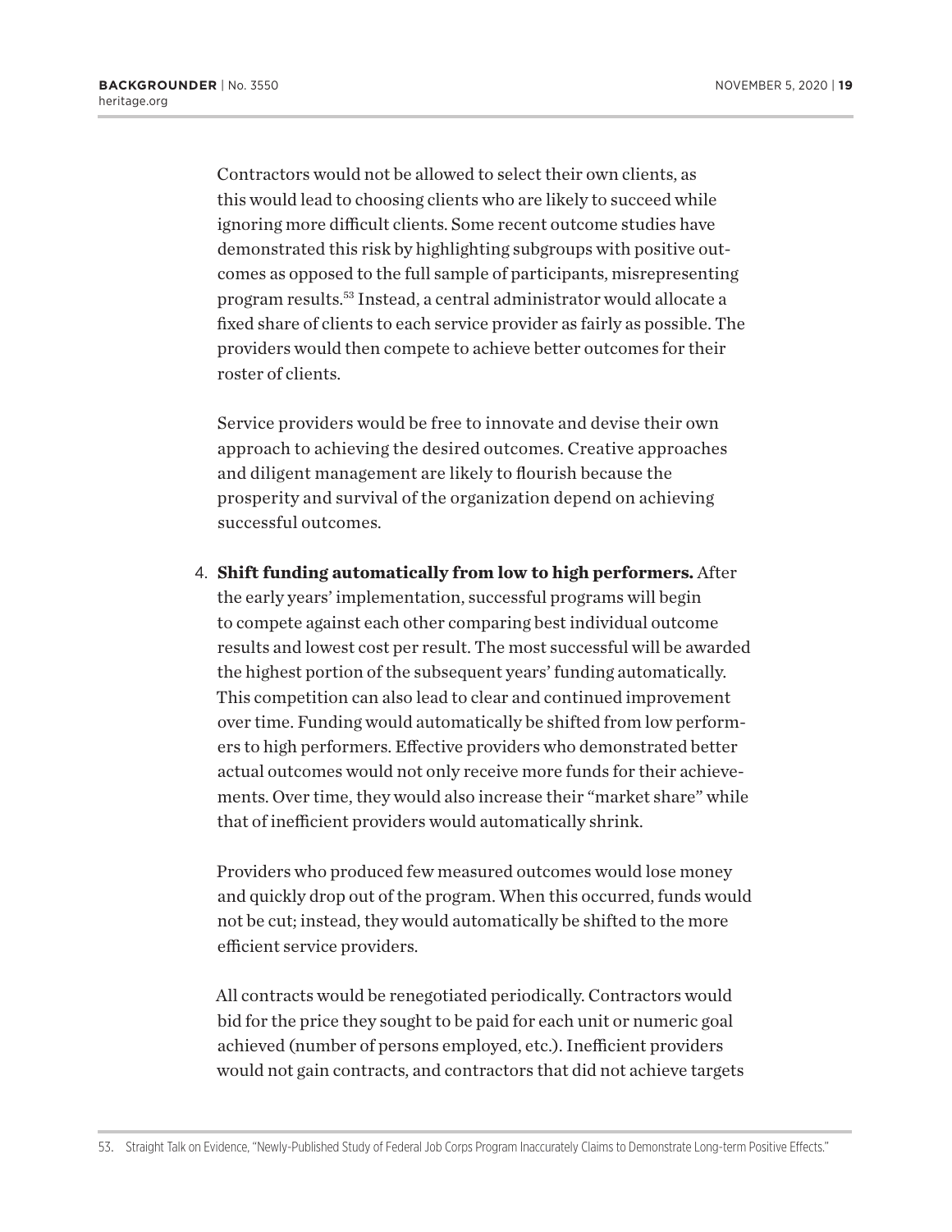Contractors would not be allowed to select their own clients, as this would lead to choosing clients who are likely to succeed while ignoring more difficult clients. Some recent outcome studies have demonstrated this risk by highlighting subgroups with positive outcomes as opposed to the full sample of participants, misrepresenting program results.[53] Instead, a central administrator would allocate a fixed share of clients to each service provider as fairly as possible. The providers would then compete to achieve better outcomes for their roster of clients.

Service providers would be free to innovate and devise their own approach to achieving the desired outcomes. Creative approaches and diligent management are likely to flourish because the prosperity and survival of the organization depend on achieving successful outcomes.

4. **Shift funding automatically from low to high performers.** After the early years' implementation, successful programs will begin to compete against each other comparing best individual outcome results and lowest cost per result. The most successful will be awarded the highest portion of the subsequent years' funding automatically. This competition can also lead to clear and continued improvement over time. Funding would automatically be shifted from low performers to high performers. Effective providers who demonstrated better actual outcomes would not only receive more funds for their achievements. Over time, they would also increase their "market share" while that of inefficient providers would automatically shrink.

   Providers who produced few measured outcomes would lose money and quickly drop out of the program. When this occurred, funds would not be cut; instead, they would automatically be shifted to the more efficient service providers.

   All contracts would be renegotiated periodically. Contractors would bid for the price they sought to be paid for each unit or numeric goal achieved (number of persons employed, etc.). Inefficient providers would not gain contracts, and contractors that did not achieve targets

53. Straight Talk on Evidence, "Newly-Published Study of Federal Job Corps Program Inaccurately Claims to Demonstrate Long-term Positive Effects."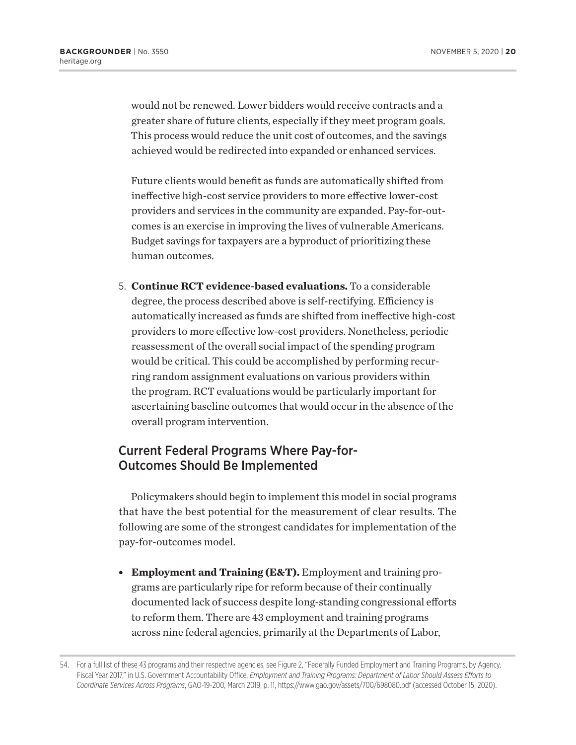would not be renewed. Lower bidders would receive contracts and a greater share of future clients, especially if they meet program goals. This process would reduce the unit cost of outcomes, and the savings achieved would be redirected into expanded or enhanced services.

Future clients would benefit as funds are automatically shifted from ineffective high-cost service providers to more effective lower-cost providers and services in the community are expanded. Pay-for-outcomes is an exercise in improving the lives of vulnerable Americans. Budget savings for taxpayers are a byproduct of prioritizing these human outcomes.

5. **Continue RCT evidence-based evaluations.** To a considerable degree, the process described above is self-rectifying. Efficiency is automatically increased as funds are shifted from ineffective high-cost providers to more effective low-cost providers. Nonetheless, periodic reassessment of the overall social impact of the spending program would be critical. This could be accomplished by performing recurring random assignment evaluations on various providers within the program. RCT evaluations would be particularly important for ascertaining baseline outcomes that would occur in the absence of the overall program intervention.

## Current Federal Programs Where Pay-for-Outcomes Should Be Implemented

Policymakers should begin to implement this model in social programs that have the best potential for the measurement of clear results. The following are some of the strongest candidates for implementation of the pay-for-outcomes model.

- **Employment and Training (E&T).** Employment and training programs are particularly ripe for reform because of their continually documented lack of success despite long-standing congressional efforts to reform them. There are 43 employment and training programs across nine federal agencies, primarily at the Departments of Labor,

54. For a full list of these 43 programs and their respective agencies, see Figure 2, "Federally Funded Employment and Training Programs, by Agency, Fiscal Year 2017," in U.S. Government Accountability Office, *Employment and Training Programs: Department of Labor Should Assess Efforts to Coordinate Services Across Programs*, GAO-19-200, March 2019, p. 11, https://www.gao.gov/assets/700/698080.pdf (accessed October 15, 2020).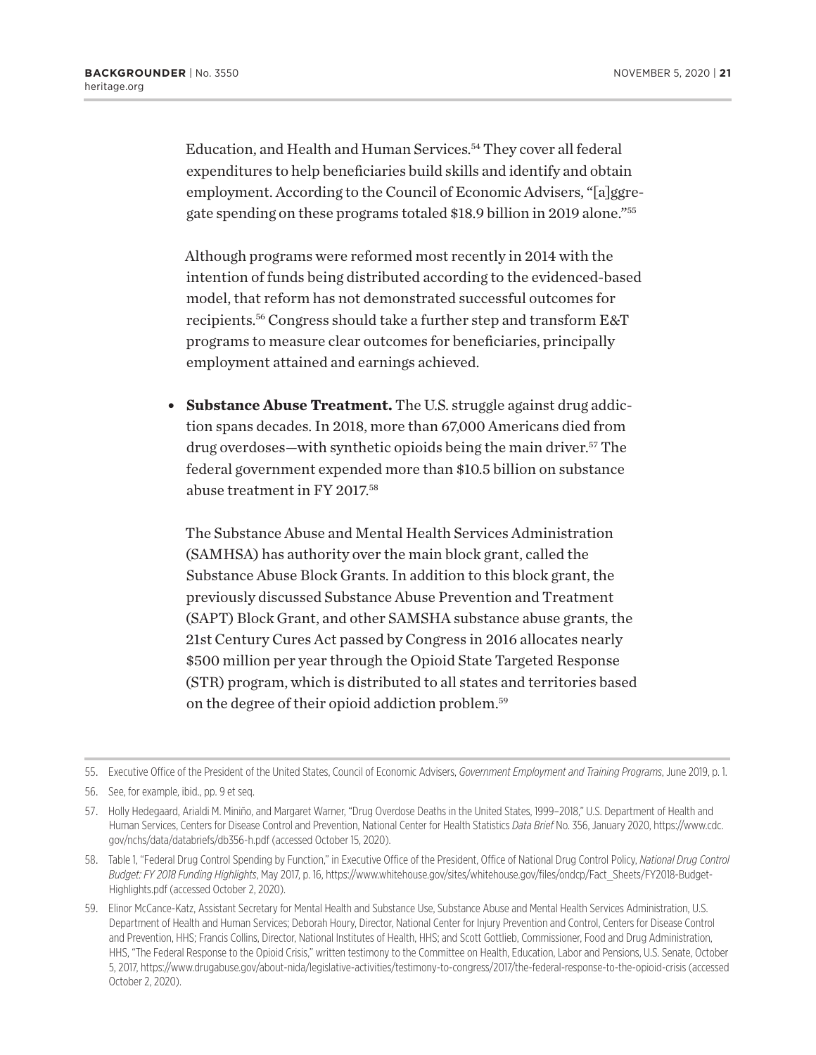Education, and Health and Human Services.[54] They cover all federal expenditures to help beneficiaries build skills and identify and obtain employment. According to the Council of Economic Advisers, "[a]ggregate spending on these programs totaled $18.9 billion in 2019 alone."[55]

Although programs were reformed most recently in 2014 with the intention of funds being distributed according to the evidenced-based model, that reform has not demonstrated successful outcomes for recipients.[56] Congress should take a further step and transform E&T programs to measure clear outcomes for beneficiaries, principally employment attained and earnings achieved.

- **Substance Abuse Treatment.** The U.S. struggle against drug addiction spans decades. In 2018, more than 67,000 Americans died from drug overdoses—with synthetic opioids being the main driver.[57] The federal government expended more than $10.5 billion on substance abuse treatment in FY 2017.[58]

  The Substance Abuse and Mental Health Services Administration (SAMHSA) has authority over the main block grant, called the Substance Abuse Block Grants. In addition to this block grant, the previously discussed Substance Abuse Prevention and Treatment (SAPT) Block Grant, and other SAMSHA substance abuse grants, the 21st Century Cures Act passed by Congress in 2016 allocates nearly $500 million per year through the Opioid State Targeted Response (STR) program, which is distributed to all states and territories based on the degree of their opioid addiction problem.[59]

---

55. Executive Office of the President of the United States, Council of Economic Advisers, *Government Employment and Training Programs*, June 2019, p. 1.

56. See, for example, ibid., pp. 9 et seq.

57. Holly Hedegaard, Arialdi M. Miniño, and Margaret Warner, "Drug Overdose Deaths in the United States, 1999–2018," U.S. Department of Health and Human Services, Centers for Disease Control and Prevention, National Center for Health Statistics *Data Brief* No. 356, January 2020, https://www.cdc.gov/nchs/data/databriefs/db356-h.pdf (accessed October 15, 2020).

58. Table 1, "Federal Drug Control Spending by Function," in Executive Office of the President, Office of National Drug Control Policy, *National Drug Control Budget: FY 2018 Funding Highlights*, May 2017, p. 16, https://www.whitehouse.gov/sites/whitehouse.gov/files/ondcp/Fact_Sheets/FY2018-Budget-Highlights.pdf (accessed October 2, 2020).

59. Elinor McCance-Katz, Assistant Secretary for Mental Health and Substance Use, Substance Abuse and Mental Health Services Administration, U.S. Department of Health and Human Services; Deborah Houry, Director, National Center for Injury Prevention and Control, Centers for Disease Control and Prevention, HHS; Francis Collins, Director, National Institutes of Health, HHS; and Scott Gottlieb, Commissioner, Food and Drug Administration, HHS, "The Federal Response to the Opioid Crisis," written testimony to the Committee on Health, Education, Labor and Pensions, U.S. Senate, October 5, 2017, https://www.drugabuse.gov/about-nida/legislative-activities/testimony-to-congress/2017/the-federal-response-to-the-opioid-crisis (accessed October 2, 2020).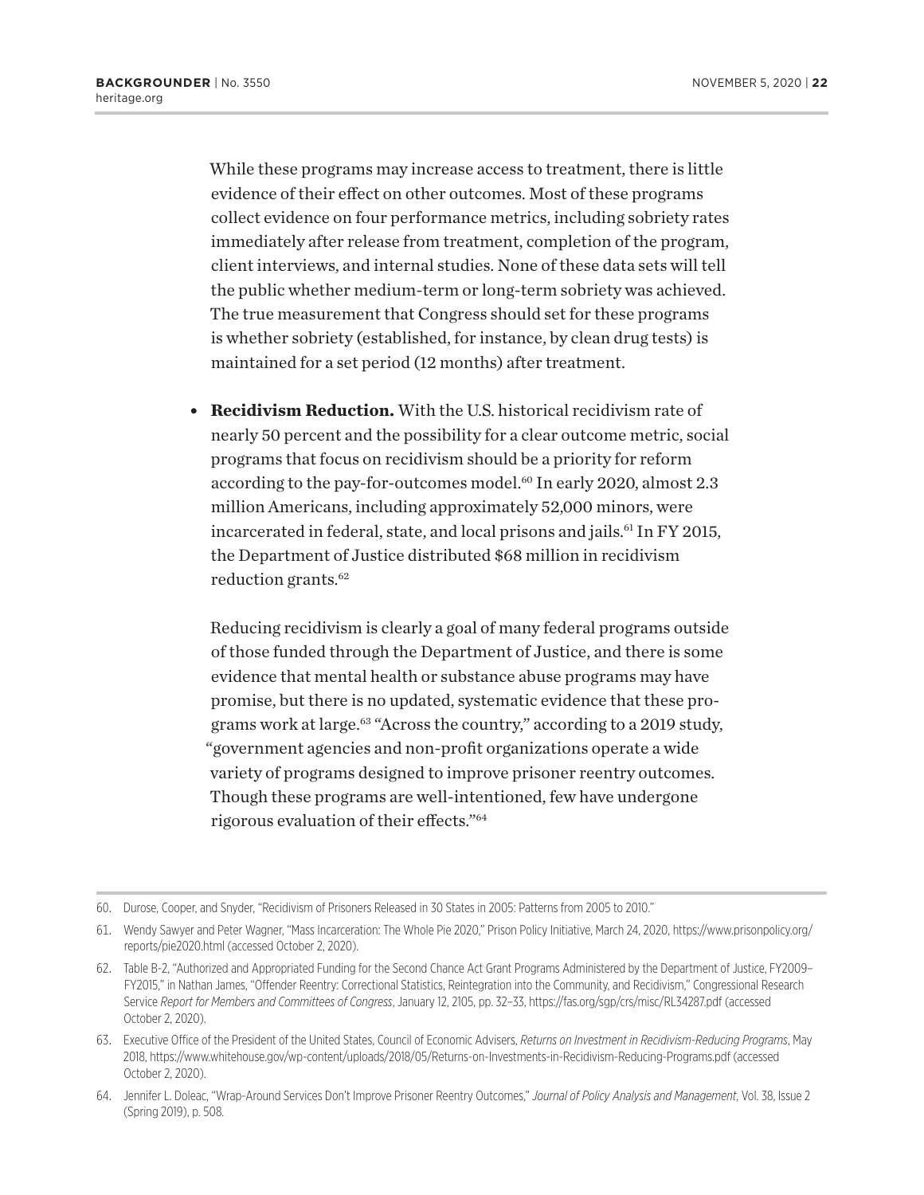While these programs may increase access to treatment, there is little evidence of their effect on other outcomes. Most of these programs collect evidence on four performance metrics, including sobriety rates immediately after release from treatment, completion of the program, client interviews, and internal studies. None of these data sets will tell the public whether medium-term or long-term sobriety was achieved. The true measurement that Congress should set for these programs is whether sobriety (established, for instance, by clean drug tests) is maintained for a set period (12 months) after treatment.

- **Recidivism Reduction.** With the U.S. historical recidivism rate of nearly 50 percent and the possibility for a clear outcome metric, social programs that focus on recidivism should be a priority for reform according to the pay-for-outcomes model.[60] In early 2020, almost 2.3 million Americans, including approximately 52,000 minors, were incarcerated in federal, state, and local prisons and jails.[61] In FY 2015, the Department of Justice distributed $68 million in recidivism reduction grants.[62]

  Reducing recidivism is clearly a goal of many federal programs outside of those funded through the Department of Justice, and there is some evidence that mental health or substance abuse programs may have promise, but there is no updated, systematic evidence that these programs work at large.[63] "Across the country," according to a 2019 study, "government agencies and non-profit organizations operate a wide variety of programs designed to improve prisoner reentry outcomes. Though these programs are well-intentioned, few have undergone rigorous evaluation of their effects."[64]

---

60. Durose, Cooper, and Snyder, "Recidivism of Prisoners Released in 30 States in 2005: Patterns from 2005 to 2010."

61. Wendy Sawyer and Peter Wagner, "Mass Incarceration: The Whole Pie 2020," Prison Policy Initiative, March 24, 2020, https://www.prisonpolicy.org/reports/pie2020.html (accessed October 2, 2020).

62. Table B-2, "Authorized and Appropriated Funding for the Second Chance Act Grant Programs Administered by the Department of Justice, FY2009–FY2015," in Nathan James, "Offender Reentry: Correctional Statistics, Reintegration into the Community, and Recidivism," Congressional Research Service *Report for Members and Committees of Congress*, January 12, 2105, pp. 32–33, https://fas.org/sgp/crs/misc/RL34287.pdf (accessed October 2, 2020).

63. Executive Office of the President of the United States, Council of Economic Advisers, *Returns on Investment in Recidivism-Reducing Programs*, May 2018, https://www.whitehouse.gov/wp-content/uploads/2018/05/Returns-on-Investments-in-Recidivism-Reducing-Programs.pdf (accessed October 2, 2020).

64. Jennifer L. Doleac, "Wrap-Around Services Don't Improve Prisoner Reentry Outcomes," *Journal of Policy Analysis and Management*, Vol. 38, Issue 2 (Spring 2019), p. 508.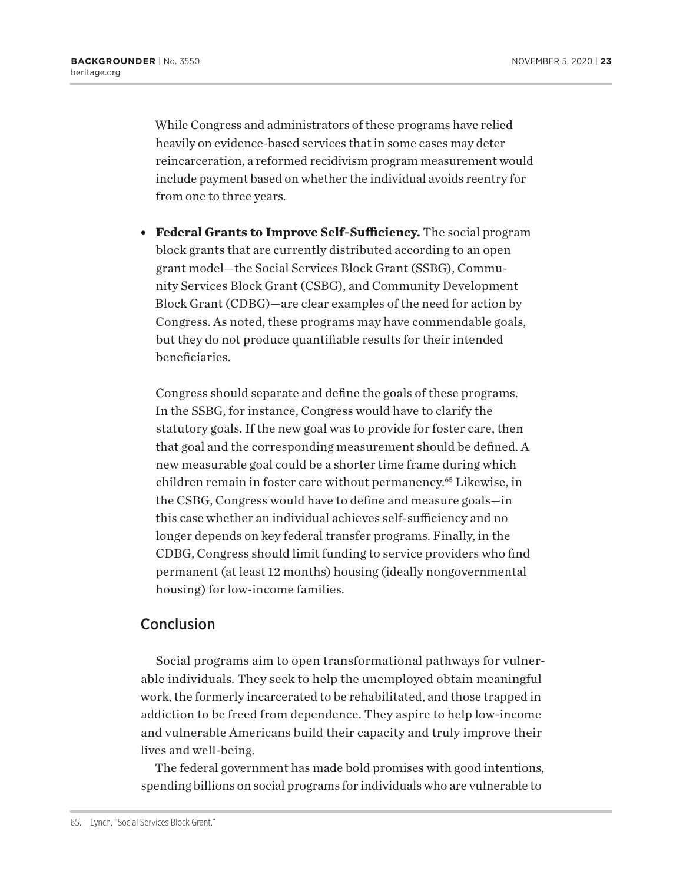While Congress and administrators of these programs have relied heavily on evidence-based services that in some cases may deter reincarceration, a reformed recidivism program measurement would include payment based on whether the individual avoids reentry for from one to three years.

- **Federal Grants to Improve Self-Sufficiency.** The social program block grants that are currently distributed according to an open grant model—the Social Services Block Grant (SSBG), Community Services Block Grant (CSBG), and Community Development Block Grant (CDBG)—are clear examples of the need for action by Congress. As noted, these programs may have commendable goals, but they do not produce quantifiable results for their intended beneficiaries.

  Congress should separate and define the goals of these programs. In the SSBG, for instance, Congress would have to clarify the statutory goals. If the new goal was to provide for foster care, then that goal and the corresponding measurement should be defined. A new measurable goal could be a shorter time frame during which children remain in foster care without permanency.[65] Likewise, in the CSBG, Congress would have to define and measure goals—in this case whether an individual achieves self-sufficiency and no longer depends on key federal transfer programs. Finally, in the CDBG, Congress should limit funding to service providers who find permanent (at least 12 months) housing (ideally nongovernmental housing) for low-income families.

## Conclusion

Social programs aim to open transformational pathways for vulnerable individuals. They seek to help the unemployed obtain meaningful work, the formerly incarcerated to be rehabilitated, and those trapped in addiction to be freed from dependence. They aspire to help low-income and vulnerable Americans build their capacity and truly improve their lives and well-being.

The federal government has made bold promises with good intentions, spending billions on social programs for individuals who are vulnerable to

65. Lynch, "Social Services Block Grant."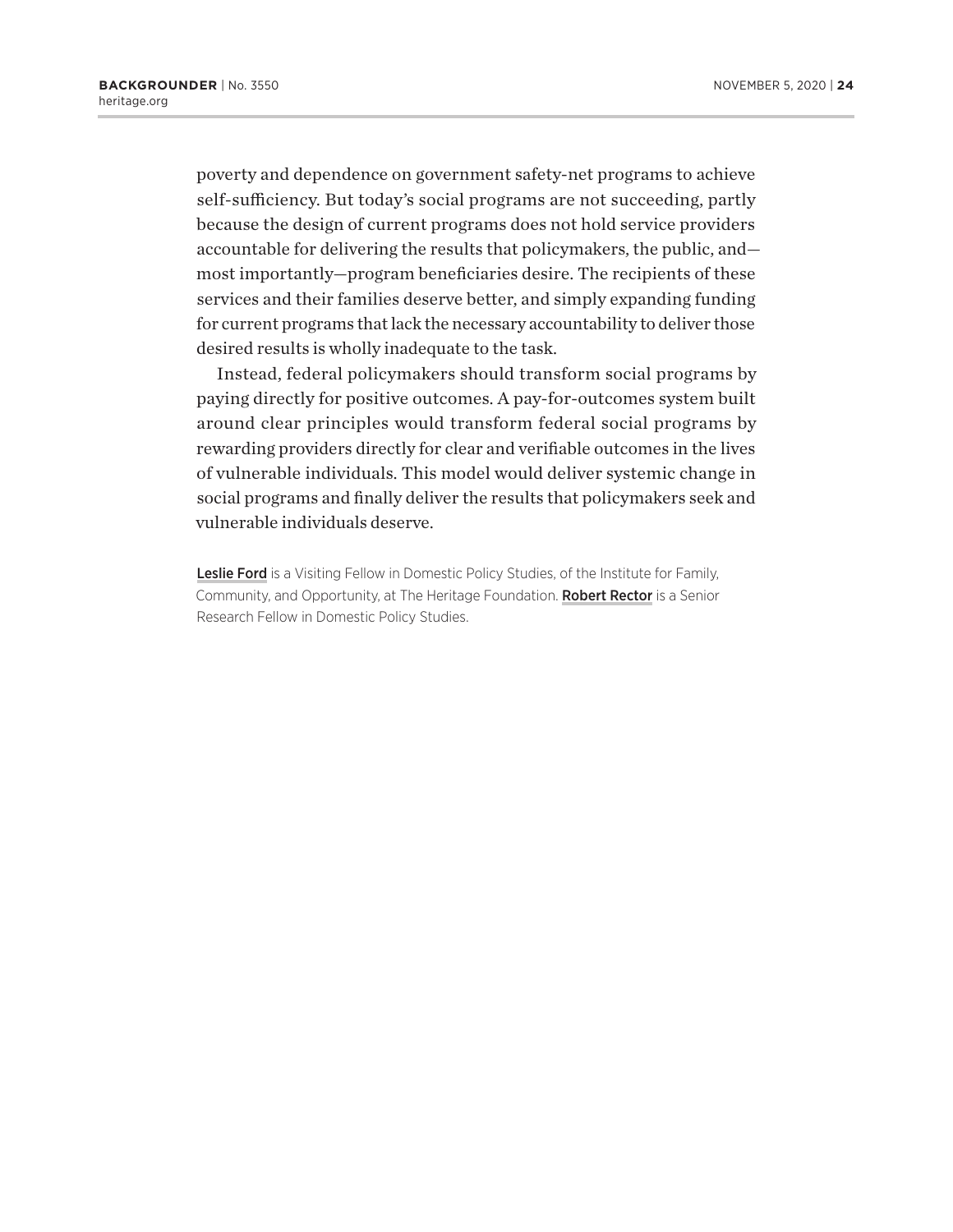poverty and dependence on government safety-net programs to achieve self-sufficiency. But today's social programs are not succeeding, partly because the design of current programs does not hold service providers accountable for delivering the results that policymakers, the public, and—most importantly—program beneficiaries desire. The recipients of these services and their families deserve better, and simply expanding funding for current programs that lack the necessary accountability to deliver those desired results is wholly inadequate to the task.

Instead, federal policymakers should transform social programs by paying directly for positive outcomes. A pay-for-outcomes system built around clear principles would transform federal social programs by rewarding providers directly for clear and verifiable outcomes in the lives of vulnerable individuals. This model would deliver systemic change in social programs and finally deliver the results that policymakers seek and vulnerable individuals deserve.

**Leslie Ford** is a Visiting Fellow in Domestic Policy Studies, of the Institute for Family, Community, and Opportunity, at The Heritage Foundation. **Robert Rector** is a Senior Research Fellow in Domestic Policy Studies.